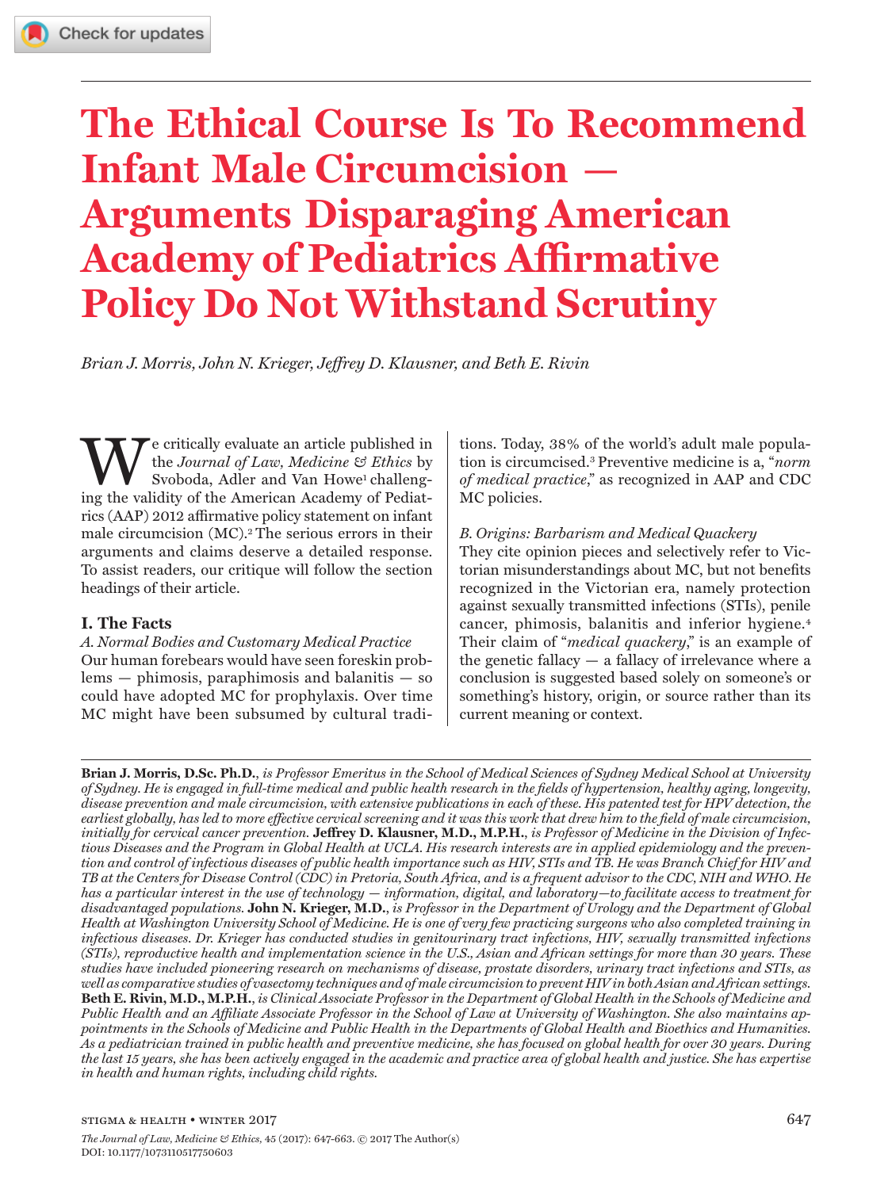# The Ethical Course Is To Recommend Infant Male Circumcision — Arguments Disparaging American Academy of Pediatrics Affirmative Policy Do Not Withstand Scrutiny

*Brian J. Morris, John N. Krieger, Jeffrey D. Klausner, and Beth E. Rivin*

We critically evaluate an article published in the *Journal of Law, Medicine & Ethics* by Svoboda, Adler and Van Howe[1] challenging the validity of the American Academy of Pediatrics (AAP) 2012 affirmative policy statement on infant male circumcision (MC).[2] The serious errors in their arguments and claims deserve a detailed response. To assist readers, our critique will follow the section headings of their article.

## I. The Facts

*A. Normal Bodies and Customary Medical Practice*

Our human forebears would have seen foreskin problems — phimosis, paraphimosis and balanitis — so could have adopted MC for prophylaxis. Over time MC might have been subsumed by cultural traditions. Today, 38% of the world's adult male population is circumcised.[3] Preventive medicine is a, "*norm of medical practice*," as recognized in AAP and CDC MC policies.

*B. Origins: Barbarism and Medical Quackery*

They cite opinion pieces and selectively refer to Victorian misunderstandings about MC, but not benefits recognized in the Victorian era, namely protection against sexually transmitted infections (STIs), penile cancer, phimosis, balanitis and inferior hygiene.[4] Their claim of "*medical quackery*," is an example of the genetic fallacy — a fallacy of irrelevance where a conclusion is suggested based solely on someone's or something's history, origin, or source rather than its current meaning or context.

**Brian J. Morris, D.Sc. Ph.D.**, *is Professor Emeritus in the School of Medical Sciences of Sydney Medical School at University of Sydney. He is engaged in full-time medical and public health research in the fields of hypertension, healthy aging, longevity, disease prevention and male circumcision, with extensive publications in each of these. His patented test for HPV detection, the earliest globally, has led to more effective cervical screening and it was this work that drew him to the field of male circumcision, initially for cervical cancer prevention.* **Jeffrey D. Klausner, M.D., M.P.H.**, *is Professor of Medicine in the Division of Infectious Diseases and the Program in Global Health at UCLA. His research interests are in applied epidemiology and the prevention and control of infectious diseases of public health importance such as HIV, STIs and TB. He was Branch Chief for HIV and TB at the Centers for Disease Control (CDC) in Pretoria, South Africa, and is a frequent advisor to the CDC, NIH and WHO. He has a particular interest in the use of technology — information, digital, and laboratory—to facilitate access to treatment for disadvantaged populations.* **John N. Krieger, M.D.**, *is Professor in the Department of Urology and the Department of Global Health at Washington University School of Medicine. He is one of very few practicing surgeons who also completed training in infectious diseases. Dr. Krieger has conducted studies in genitourinary tract infections, HIV, sexually transmitted infections (STIs), reproductive health and implementation science in the U.S., Asian and African settings for more than 30 years. These studies have included pioneering research on mechanisms of disease, prostate disorders, urinary tract infections and STIs, as well as comparative studies of vasectomy techniques and of male circumcision to prevent HIV in both Asian and African settings.* **Beth E. Rivin, M.D., M.P.H.**, *is Clinical Associate Professor in the Department of Global Health in the Schools of Medicine and Public Health and an Affiliate Associate Professor in the School of Law at University of Washington. She also maintains appointments in the Schools of Medicine and Public Health in the Departments of Global Health and Bioethics and Humanities. As a pediatrician trained in public health and preventive medicine, she has focused on global health for over 30 years. During the last 15 years, she has been actively engaged in the academic and practice area of global health and justice. She has expertise in health and human rights, including child rights.*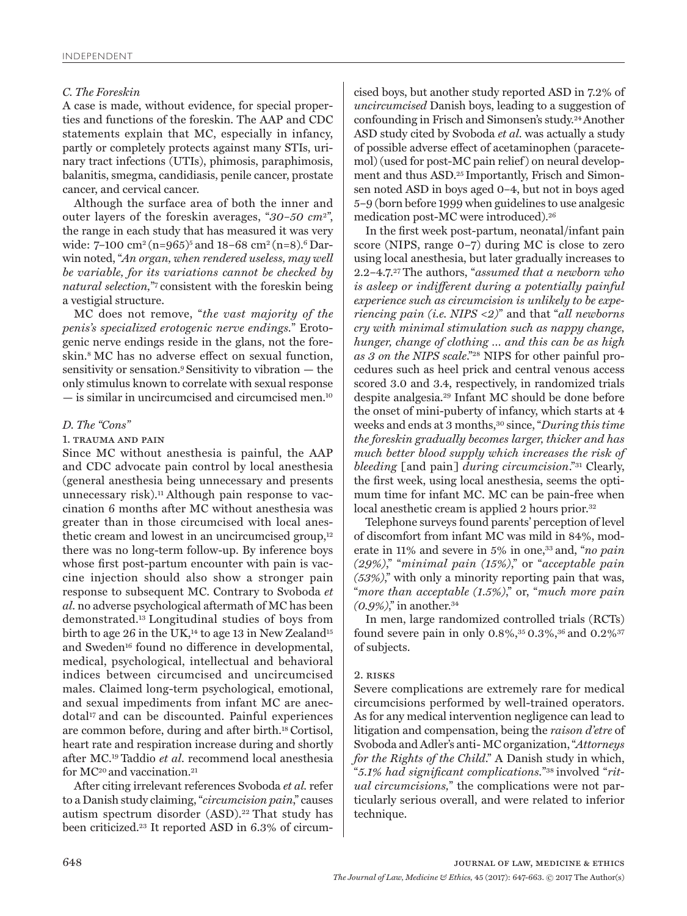### C. The Foreskin

A case is made, without evidence, for special properties and functions of the foreskin. The AAP and CDC statements explain that MC, especially in infancy, partly or completely protects against many STIs, urinary tract infections (UTIs), phimosis, paraphimosis, balanitis, smegma, candidiasis, penile cancer, prostate cancer, and cervical cancer.

Although the surface area of both the inner and outer layers of the foreskin averages, "*30–50 cm*$^2$", the range in each study that has measured it was very wide: 7–100 cm$^2$ (n=965)[5] and 18–68 cm$^2$ (n=8).[6] Darwin noted, "*An organ, when rendered useless, may well be variable, for its variations cannot be checked by natural selection,*"[7] consistent with the foreskin being a vestigial structure.

MC does not remove, "*the vast majority of the penis's specialized erotogenic nerve endings.*" Erotogenic nerve endings reside in the glans, not the foreskin.[8] MC has no adverse effect on sexual function, sensitivity or sensation.[9] Sensitivity to vibration — the only stimulus known to correlate with sexual response — is similar in uncircumcised and circumcised men.[10]

### D. The "Cons"

#### 1. Trauma and Pain

Since MC without anesthesia is painful, the AAP and CDC advocate pain control by local anesthesia (general anesthesia being unnecessary and presents unnecessary risk).[11] Although pain response to vaccination 6 months after MC without anesthesia was greater than in those circumcised with local anesthetic cream and lowest in an uncircumcised group,[12] there was no long-term follow-up. By inference boys whose first post-partum encounter with pain is vaccine injection should also show a stronger pain response to subsequent MC. Contrary to Svoboda *et al.* no adverse psychological aftermath of MC has been demonstrated.[13] Longitudinal studies of boys from birth to age 26 in the UK,[14] to age 13 in New Zealand[15] and Sweden[16] found no difference in developmental, medical, psychological, intellectual and behavioral indices between circumcised and uncircumcised males. Claimed long-term psychological, emotional, and sexual impediments from infant MC are anecdotal[17] and can be discounted. Painful experiences are common before, during and after birth.[18] Cortisol, heart rate and respiration increase during and shortly after MC.[19] Taddio *et al.* recommend local anesthesia for MC[20] and vaccination.[21]

After citing irrelevant references Svoboda *et al.* refer to a Danish study claiming, "*circumcision pain,*" causes autism spectrum disorder (ASD).[22] That study has been criticized.[23] It reported ASD in 6.3% of circumcised boys, but another study reported ASD in 7.2% of *uncircumcised* Danish boys, leading to a suggestion of confounding in Frisch and Simonsen's study.[24] Another ASD study cited by Svoboda *et al.* was actually a study of possible adverse effect of acetaminophen (paracetemol) (used for post-MC pain relief) on neural development and thus ASD.[25] Importantly, Frisch and Simonsen noted ASD in boys aged 0–4, but not in boys aged 5–9 (born before 1999 when guidelines to use analgesic medication post-MC were introduced).[26]

In the first week post-partum, neonatal/infant pain score (NIPS, range 0–7) during MC is close to zero using local anesthesia, but later gradually increases to 2.2–4.7.[27] The authors, "*assumed that a newborn who is asleep or indifferent during a potentially painful experience such as circumcision is unlikely to be experiencing pain (i.e. NIPS <2)*" and that "*all newborns cry with minimal stimulation such as nappy change, hunger, change of clothing ... and this can be as high as 3 on the NIPS scale.*"[28] NIPS for other painful procedures such as heel prick and central venous access scored 3.0 and 3.4, respectively, in randomized trials despite analgesia.[29] Infant MC should be done before the onset of mini-puberty of infancy, which starts at 4 weeks and ends at 3 months,[30] since, "*During this time the foreskin gradually becomes larger, thicker and has much better blood supply which increases the risk of bleeding* [and pain] *during circumcision.*"[31] Clearly, the first week, using local anesthesia, seems the optimum time for infant MC. MC can be pain-free when local anesthetic cream is applied 2 hours prior.[32]

Telephone surveys found parents' perception of level of discomfort from infant MC was mild in 84%, moderate in 11% and severe in 5% in one,[33] and, "*no pain (29%),*" "*minimal pain (15%),*" or "*acceptable pain (53%),*" with only a minority reporting pain that was, "*more than acceptable (1.5%),*" or, "*much more pain (0.9%),*" in another.[34]

In men, large randomized controlled trials (RCTs) found severe pain in only 0.8%,[35] 0.3%,[36] and 0.2%[37] of subjects.

#### 2. Risks

Severe complications are extremely rare for medical circumcisions performed by well-trained operators. As for any medical intervention negligence can lead to litigation and compensation, being the *raison d'etre* of Svoboda and Adler's anti- MC organization, "*Attorneys for the Rights of the Child.*" A Danish study in which, "*5.1% had significant complications.*"[38] involved "*ritual circumcisions,*" the complications were not particularly serious overall, and were related to inferior technique.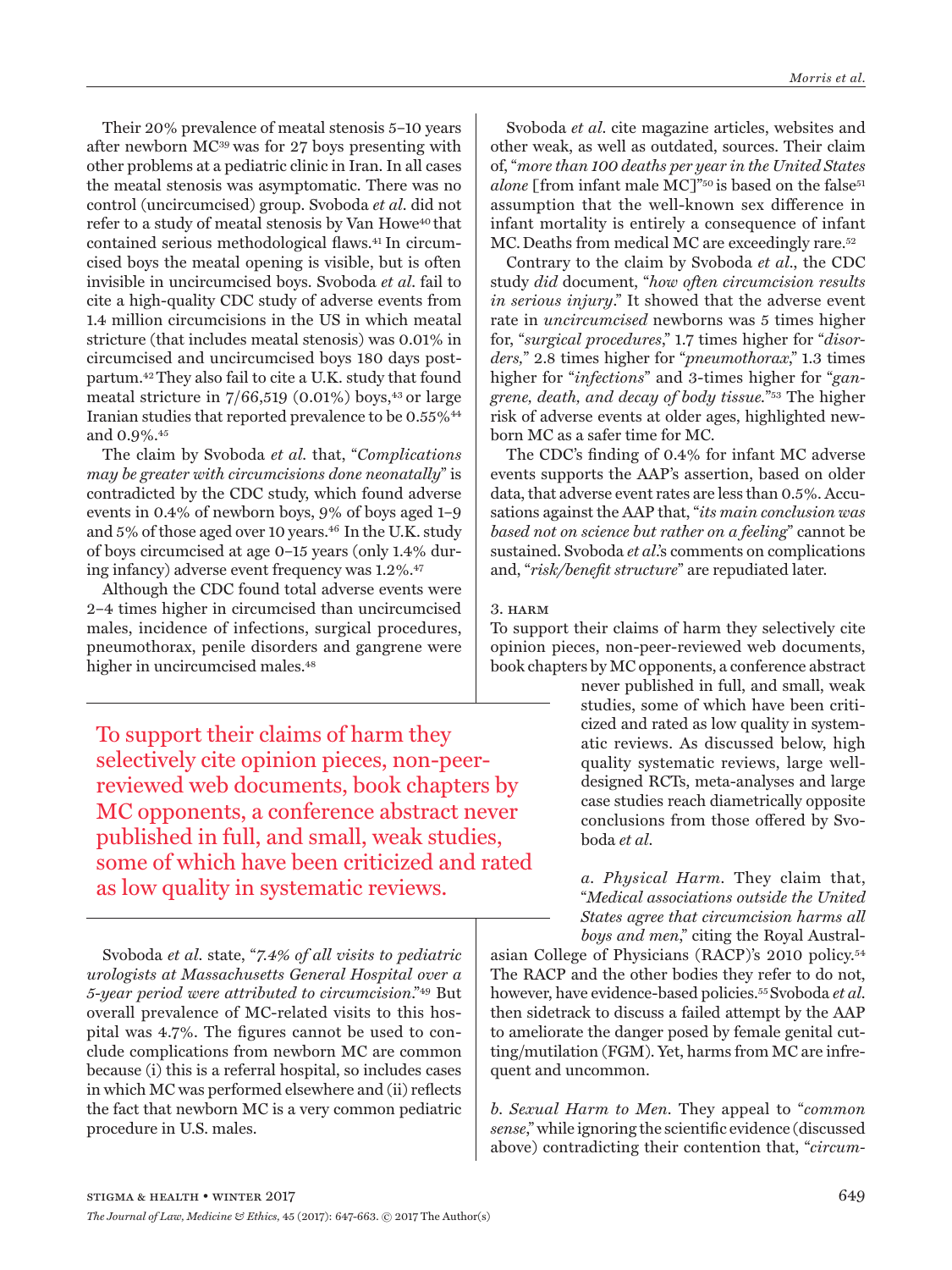Their 20% prevalence of meatal stenosis 5–10 years after newborn MC[39] was for 27 boys presenting with other problems at a pediatric clinic in Iran. In all cases the meatal stenosis was asymptomatic. There was no control (uncircumcised) group. Svoboda *et al.* did not refer to a study of meatal stenosis by Van Howe[40] that contained serious methodological flaws.[41] In circumcised boys the meatal opening is visible, but is often invisible in uncircumcised boys. Svoboda *et al.* fail to cite a high-quality CDC study of adverse events from 1.4 million circumcisions in the US in which meatal stricture (that includes meatal stenosis) was 0.01% in circumcised and uncircumcised boys 180 days postpartum.[42] They also fail to cite a U.K. study that found meatal stricture in 7/66,519 (0.01%) boys,[43] or large Iranian studies that reported prevalence to be 0.55%[44] and 0.9%.[45]

The claim by Svoboda *et al.* that, "*Complications may be greater with circumcisions done neonatally*" is contradicted by the CDC study, which found adverse events in 0.4% of newborn boys, 9% of boys aged 1–9 and 5% of those aged over 10 years.[46] In the U.K. study of boys circumcised at age 0–15 years (only 1.4% during infancy) adverse event frequency was 1.2%.[47]

Although the CDC found total adverse events were 2–4 times higher in circumcised than uncircumcised males, incidence of infections, surgical procedures, pneumothorax, penile disorders and gangrene were higher in uncircumcised males.[48]

Svoboda *et al.* state, "*7.4% of all visits to pediatric urologists at Massachusetts General Hospital over a 5-year period were attributed to circumcision.*"[49] But overall prevalence of MC-related visits to this hospital was 4.7%. The figures cannot be used to conclude complications from newborn MC are common because (i) this is a referral hospital, so includes cases in which MC was performed elsewhere and (ii) reflects the fact that newborn MC is a very common pediatric procedure in U.S. males.

Svoboda *et al.* cite magazine articles, websites and other weak, as well as outdated, sources. Their claim of, "*more than 100 deaths per year in the United States alone* [from infant male MC]"[50] is based on the false[51] assumption that the well-known sex difference in infant mortality is entirely a consequence of infant MC. Deaths from medical MC are exceedingly rare.[52]

Contrary to the claim by Svoboda *et al.*, the CDC study *did* document, "*how often circumcision results in serious injury*." It showed that the adverse event rate in *uncircumcised* newborns was 5 times higher for, "*surgical procedures*," 1.7 times higher for "*disorders*," 2.8 times higher for "*pneumothorax*," 1.3 times higher for "*infections*" and 3-times higher for "*gangrene, death, and decay of body tissue.*"[53] The higher risk of adverse events at older ages, highlighted newborn MC as a safer time for MC.

The CDC's finding of 0.4% for infant MC adverse events supports the AAP's assertion, based on older data, that adverse event rates are less than 0.5%. Accusations against the AAP that, "*its main conclusion was based not on science but rather on a feeling*" cannot be sustained. Svoboda *et al.*'s comments on complications and, "*risk/benefit structure*" are repudiated later.

### 3. Harm

To support their claims of harm they selectively cite opinion pieces, non-peer-reviewed web documents, book chapters by MC opponents, a conference abstract never published in full, and small, weak studies, some of which have been criticized and rated as low quality in systematic reviews. As discussed below, high quality systematic reviews, large well-designed RCTs, meta-analyses and large case studies reach diametrically opposite conclusions from those offered by Svoboda *et al.*

> To support their claims of harm they selectively cite opinion pieces, non-peer-reviewed web documents, book chapters by MC opponents, a conference abstract never published in full, and small, weak studies, some of which have been criticized and rated as low quality in systematic reviews.

*a. Physical Harm.* They claim that, "*Medical associations outside the United States agree that circumcision harms all boys and men*," citing the Royal Australasian College of Physicians (RACP)'s 2010 policy.[54] The RACP and the other bodies they refer to do not, however, have evidence-based policies.[55] Svoboda *et al.* then sidetrack to discuss a failed attempt by the AAP to ameliorate the danger posed by female genital cutting/mutilation (FGM). Yet, harms from MC are infrequent and uncommon.

*b. Sexual Harm to Men.* They appeal to "*common sense*," while ignoring the scientific evidence (discussed above) contradicting their contention that, "*circum-*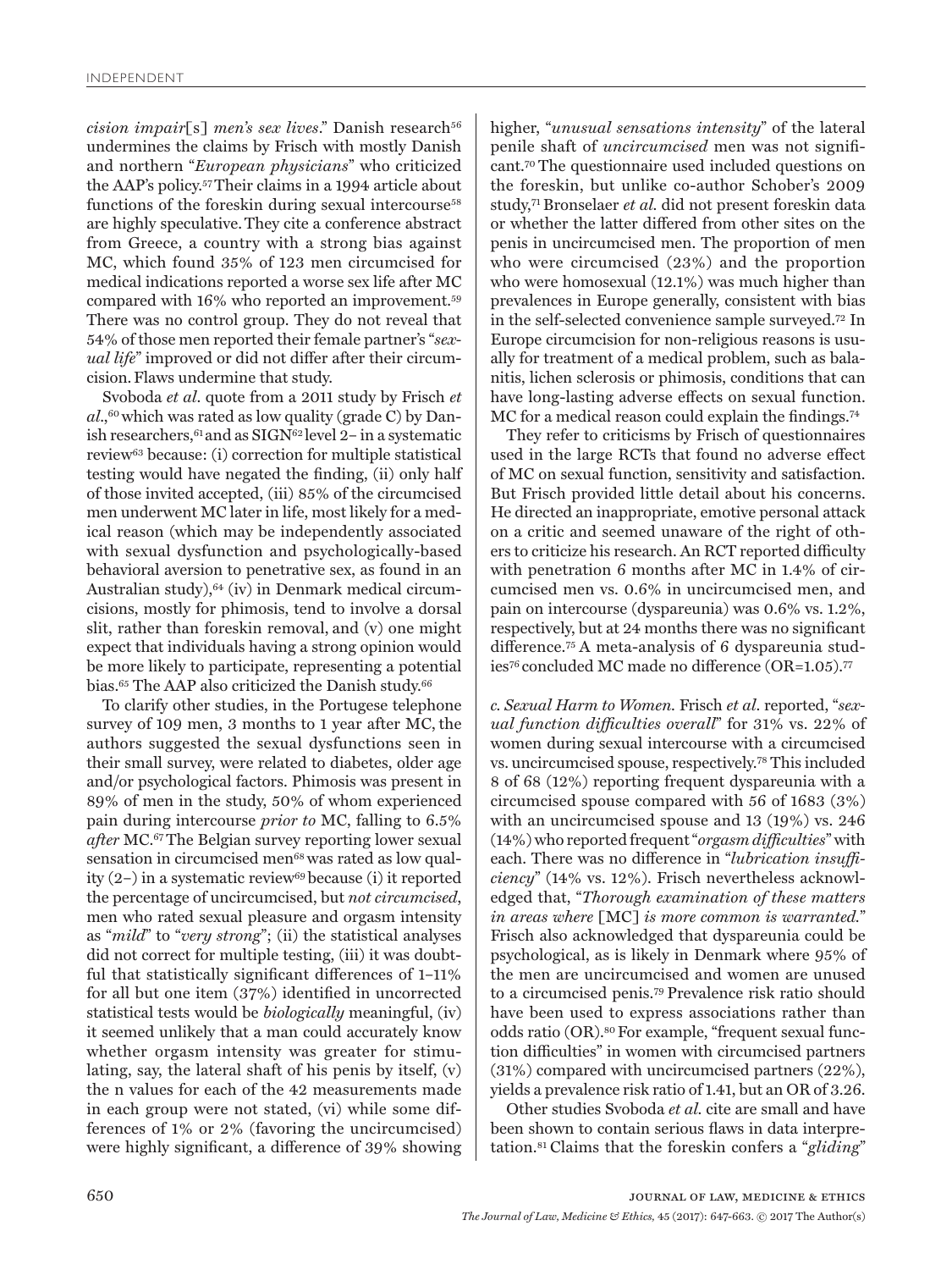*cision impair*[s] *men's sex lives*." Danish research[56] undermines the claims by Frisch with mostly Danish and northern "*European physicians*" who criticized the AAP's policy.[57] Their claims in a 1994 article about functions of the foreskin during sexual intercourse[58] are highly speculative. They cite a conference abstract from Greece, a country with a strong bias against MC, which found 35% of 123 men circumcised for medical indications reported a worse sex life after MC compared with 16% who reported an improvement.[59] There was no control group. They do not reveal that 54% of those men reported their female partner's "*sexual life*" improved or did not differ after their circumcision. Flaws undermine that study.

Svoboda *et al*. quote from a 2011 study by Frisch *et al*.,[60] which was rated as low quality (grade C) by Danish researchers,[61] and as SIGN[62] level 2− in a systematic review[63] because: (i) correction for multiple statistical testing would have negated the finding, (ii) only half of those invited accepted, (iii) 85% of the circumcised men underwent MC later in life, most likely for a medical reason (which may be independently associated with sexual dysfunction and psychologically-based behavioral aversion to penetrative sex, as found in an Australian study),[64] (iv) in Denmark medical circumcisions, mostly for phimosis, tend to involve a dorsal slit, rather than foreskin removal, and (v) one might expect that individuals having a strong opinion would be more likely to participate, representing a potential bias.[65] The AAP also criticized the Danish study.[66]

To clarify other studies, in the Portugese telephone survey of 109 men, 3 months to 1 year after MC, the authors suggested the sexual dysfunctions seen in their small survey, were related to diabetes, older age and/or psychological factors. Phimosis was present in 89% of men in the study, 50% of whom experienced pain during intercourse *prior to* MC, falling to 6.5% *after* MC.[67] The Belgian survey reporting lower sexual sensation in circumcised men[68] was rated as low quality (2−) in a systematic review[69] because (i) it reported the percentage of uncircumcised, but *not circumcised*, men who rated sexual pleasure and orgasm intensity as "*mild*" to "*very strong*"; (ii) the statistical analyses did not correct for multiple testing, (iii) it was doubtful that statistically significant differences of 1–11% for all but one item (37%) identified in uncorrected statistical tests would be *biologically* meaningful, (iv) it seemed unlikely that a man could accurately know whether orgasm intensity was greater for stimulating, say, the lateral shaft of his penis by itself, (v) the n values for each of the 42 measurements made in each group were not stated, (vi) while some differences of 1% or 2% (favoring the uncircumcised) were highly significant, a difference of 39% showing higher, "*unusual sensations intensity*" of the lateral penile shaft of *uncircumcised* men was not significant.[70] The questionnaire used included questions on the foreskin, but unlike co-author Schober's 2009 study,[71] Bronselaer *et al.* did not present foreskin data or whether the latter differed from other sites on the penis in uncircumcised men. The proportion of men who were circumcised (23%) and the proportion who were homosexual (12.1%) was much higher than prevalences in Europe generally, consistent with bias in the self-selected convenience sample surveyed.[72] In Europe circumcision for non-religious reasons is usually for treatment of a medical problem, such as balanitis, lichen sclerosis or phimosis, conditions that can have long-lasting adverse effects on sexual function. MC for a medical reason could explain the findings.[74]

They refer to criticisms by Frisch of questionnaires used in the large RCTs that found no adverse effect of MC on sexual function, sensitivity and satisfaction. But Frisch provided little detail about his concerns. He directed an inappropriate, emotive personal attack on a critic and seemed unaware of the right of others to criticize his research. An RCT reported difficulty with penetration 6 months after MC in 1.4% of circumcised men vs. 0.6% in uncircumcised men, and pain on intercourse (dyspareunia) was 0.6% vs. 1.2%, respectively, but at 24 months there was no significant difference.[75] A meta-analysis of 6 dyspareunia studies[76] concluded MC made no difference (OR=1.05).[77]

*c. Sexual Harm to Women.* Frisch *et al*. reported, "*sexual function difficulties overall*" for 31% vs. 22% of women during sexual intercourse with a circumcised vs. uncircumcised spouse, respectively.[78] This included 8 of 68 (12%) reporting frequent dyspareunia with a circumcised spouse compared with 56 of 1683 (3%) with an uncircumcised spouse and 13 (19%) vs. 246 (14%) who reported frequent "*orgasm difficulties*" with each. There was no difference in "*lubrication insufficiency*" (14% vs. 12%). Frisch nevertheless acknowledged that, "*Thorough examination of these matters in areas where* [MC] *is more common is warranted.*" Frisch also acknowledged that dyspareunia could be psychological, as is likely in Denmark where 95% of the men are uncircumcised and women are unused to a circumcised penis.[79] Prevalence risk ratio should have been used to express associations rather than odds ratio (OR).[80] For example, "frequent sexual function difficulties" in women with circumcised partners (31%) compared with uncircumcised partners (22%), yields a prevalence risk ratio of 1.41, but an OR of 3.26.

Other studies Svoboda *et al.* cite are small and have been shown to contain serious flaws in data interpretation.[81] Claims that the foreskin confers a "*gliding*"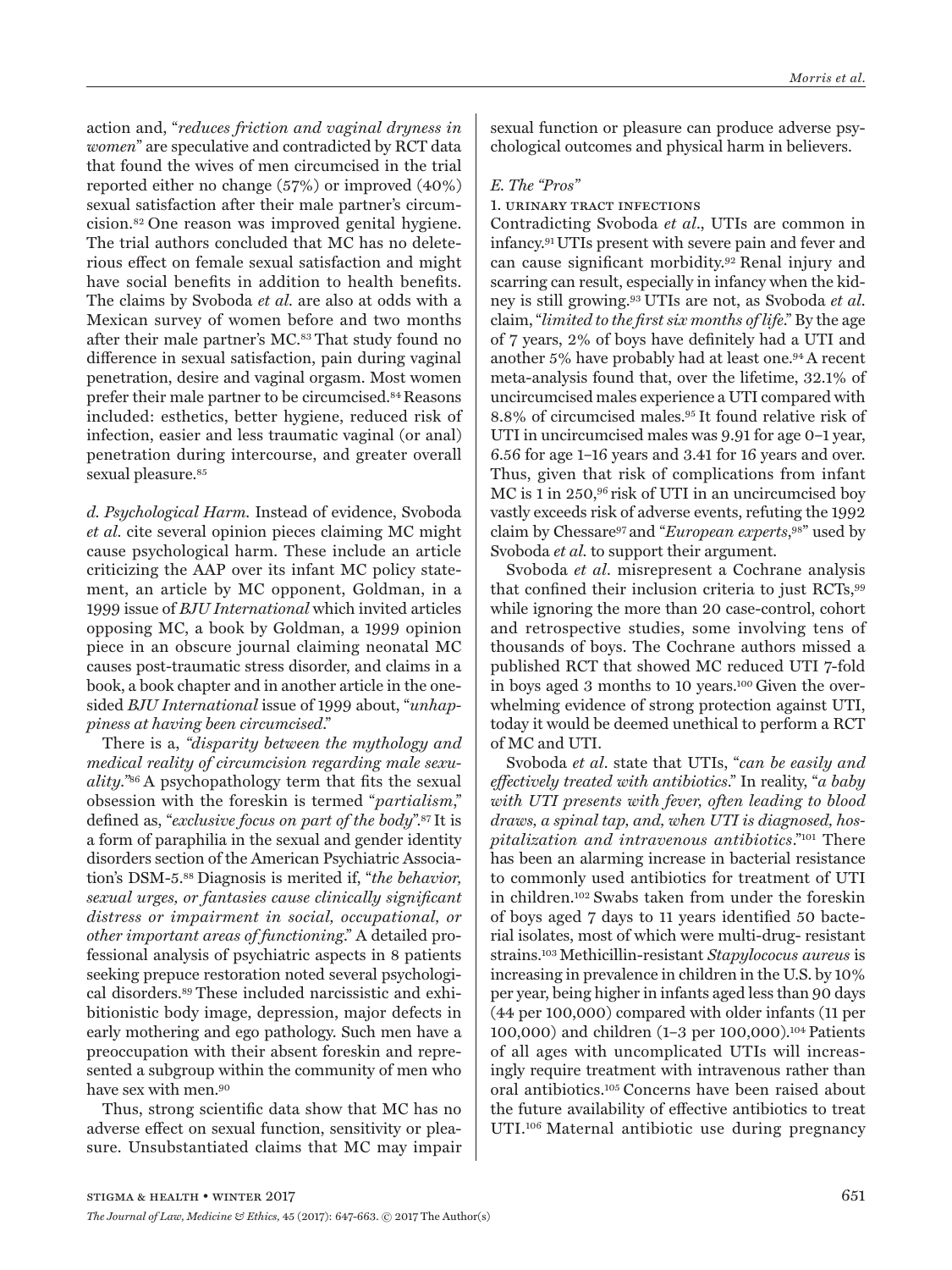action and, "*reduces friction and vaginal dryness in women*" are speculative and contradicted by RCT data that found the wives of men circumcised in the trial reported either no change (57%) or improved (40%) sexual satisfaction after their male partner's circumcision.[82] One reason was improved genital hygiene. The trial authors concluded that MC has no deleterious effect on female sexual satisfaction and might have social benefits in addition to health benefits. The claims by Svoboda *et al.* are also at odds with a Mexican survey of women before and two months after their male partner's MC.[83] That study found no difference in sexual satisfaction, pain during vaginal penetration, desire and vaginal orgasm. Most women prefer their male partner to be circumcised.[84] Reasons included: esthetics, better hygiene, reduced risk of infection, easier and less traumatic vaginal (or anal) penetration during intercourse, and greater overall sexual pleasure.[85]

*d. Psychological Harm.* Instead of evidence, Svoboda *et al.* cite several opinion pieces claiming MC might cause psychological harm. These include an article criticizing the AAP over its infant MC policy statement, an article by MC opponent, Goldman, in a 1999 issue of *BJU International* which invited articles opposing MC, a book by Goldman, a 1999 opinion piece in an obscure journal claiming neonatal MC causes post-traumatic stress disorder, and claims in a book, a book chapter and in another article in the one-sided *BJU International* issue of 1999 about, "*unhappiness at having been circumcised*."

There is a, *"disparity between the mythology and medical reality of circumcision regarding male sexuality."*[86] A psychopathology term that fits the sexual obsession with the foreskin is termed "*partialism*," defined as, "*exclusive focus on part of the body*".[87] It is a form of paraphilia in the sexual and gender identity disorders section of the American Psychiatric Association's DSM-5.[88] Diagnosis is merited if, "*the behavior, sexual urges, or fantasies cause clinically significant distress or impairment in social, occupational, or other important areas of functioning*." A detailed professional analysis of psychiatric aspects in 8 patients seeking prepuce restoration noted several psychological disorders.[89] These included narcissistic and exhibitionistic body image, depression, major defects in early mothering and ego pathology. Such men have a preoccupation with their absent foreskin and represented a subgroup within the community of men who have sex with men.[90]

Thus, strong scientific data show that MC has no adverse effect on sexual function, sensitivity or pleasure. Unsubstantiated claims that MC may impair sexual function or pleasure can produce adverse psychological outcomes and physical harm in believers.

### *E. The "Pros"*

#### 1. Urinary Tract Infections

Contradicting Svoboda *et al.*, UTIs are common in infancy.[91] UTIs present with severe pain and fever and can cause significant morbidity.[92] Renal injury and scarring can result, especially in infancy when the kidney is still growing.[93] UTIs are not, as Svoboda *et al.* claim, "*limited to the first six months of life*." By the age of 7 years, 2% of boys have definitely had a UTI and another 5% have probably had at least one.[94] A recent meta-analysis found that, over the lifetime, 32.1% of uncircumcised males experience a UTI compared with 8.8% of circumcised males.[95] It found relative risk of UTI in uncircumcised males was 9.91 for age 0–1 year, 6.56 for age 1–16 years and 3.41 for 16 years and over. Thus, given that risk of complications from infant MC is 1 in 250,[96] risk of UTI in an uncircumcised boy vastly exceeds risk of adverse events, refuting the 1992 claim by Chessare[97] and "*European experts*,[98]" used by Svoboda *et al.* to support their argument.

Svoboda *et al.* misrepresent a Cochrane analysis that confined their inclusion criteria to just RCTs,[99] while ignoring the more than 20 case-control, cohort and retrospective studies, some involving tens of thousands of boys. The Cochrane authors missed a published RCT that showed MC reduced UTI 7-fold in boys aged 3 months to 10 years.[100] Given the overwhelming evidence of strong protection against UTI, today it would be deemed unethical to perform a RCT of MC and UTI.

Svoboda *et al.* state that UTIs, "*can be easily and effectively treated with antibiotics*." In reality, "*a baby with UTI presents with fever, often leading to blood draws, a spinal tap, and, when UTI is diagnosed, hospitalization and intravenous antibiotics*."[101] There has been an alarming increase in bacterial resistance to commonly used antibiotics for treatment of UTI in children.[102] Swabs taken from under the foreskin of boys aged 7 days to 11 years identified 50 bacterial isolates, most of which were multi-drug- resistant strains.[103] Methicillin-resistant *Stapylococus aureus* is increasing in prevalence in children in the U.S. by 10% per year, being higher in infants aged less than 90 days (44 per 100,000) compared with older infants (11 per 100,000) and children (1–3 per 100,000).[104] Patients of all ages with uncomplicated UTIs will increasingly require treatment with intravenous rather than oral antibiotics.[105] Concerns have been raised about the future availability of effective antibiotics to treat UTI.[106] Maternal antibiotic use during pregnancy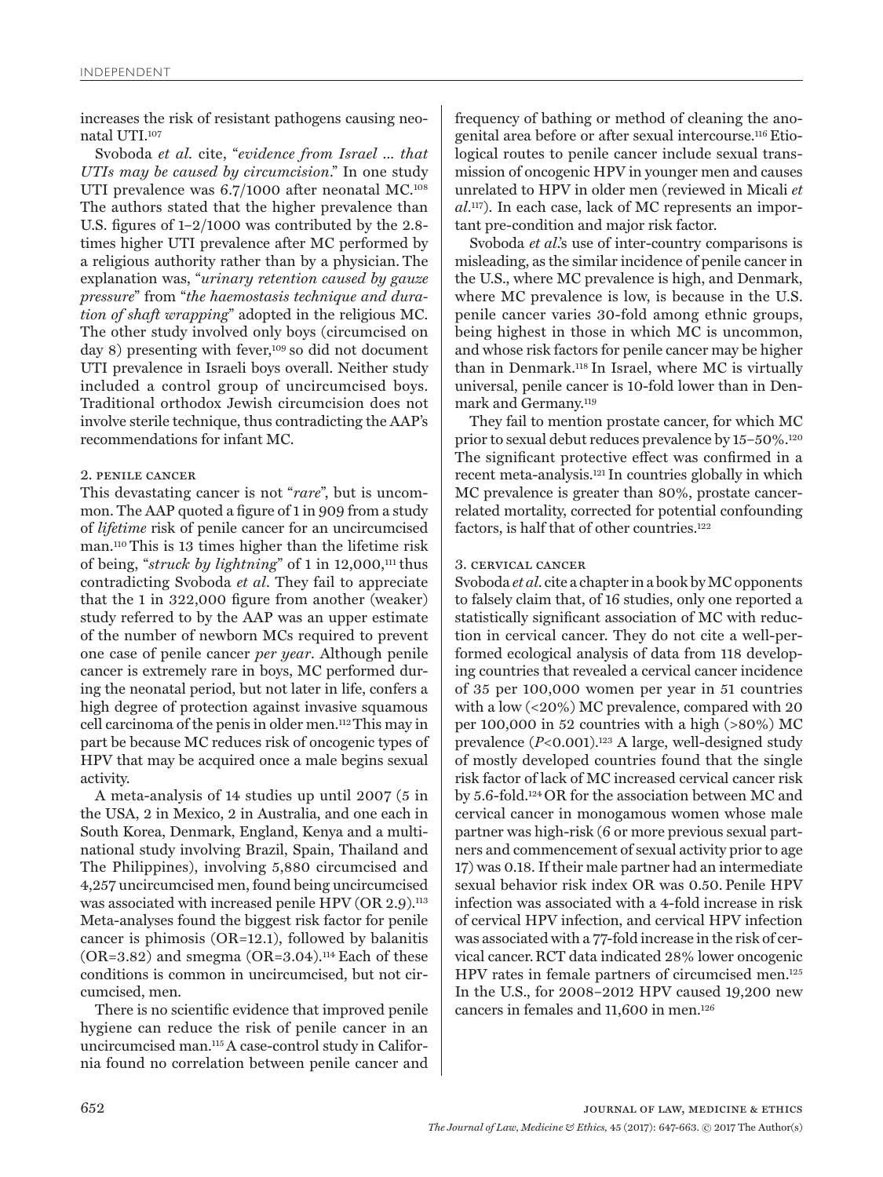increases the risk of resistant pathogens causing neonatal UTI.[107]

Svoboda *et al.* cite, "*evidence from Israel … that UTIs may be caused by circumcision*." In one study UTI prevalence was 6.7/1000 after neonatal MC.[108] The authors stated that the higher prevalence than U.S. figures of 1–2/1000 was contributed by the 2.8-times higher UTI prevalence after MC performed by a religious authority rather than by a physician. The explanation was, "*urinary retention caused by gauze pressure*" from "*the haemostasis technique and duration of shaft wrapping*" adopted in the religious MC. The other study involved only boys (circumcised on day 8) presenting with fever,[109] so did not document UTI prevalence in Israeli boys overall. Neither study included a control group of uncircumcised boys. Traditional orthodox Jewish circumcision does not involve sterile technique, thus contradicting the AAP's recommendations for infant MC.

### 2. Penile Cancer

This devastating cancer is not "*rare*", but is uncommon. The AAP quoted a figure of 1 in 909 from a study of *lifetime* risk of penile cancer for an uncircumcised man.[110] This is 13 times higher than the lifetime risk of being, "*struck by lightning*" of 1 in 12,000,[111] thus contradicting Svoboda *et al*. They fail to appreciate that the 1 in 322,000 figure from another (weaker) study referred to by the AAP was an upper estimate of the number of newborn MCs required to prevent one case of penile cancer *per year*. Although penile cancer is extremely rare in boys, MC performed during the neonatal period, but not later in life, confers a high degree of protection against invasive squamous cell carcinoma of the penis in older men.[112] This may in part be because MC reduces risk of oncogenic types of HPV that may be acquired once a male begins sexual activity.

A meta-analysis of 14 studies up until 2007 (5 in the USA, 2 in Mexico, 2 in Australia, and one each in South Korea, Denmark, England, Kenya and a multinational study involving Brazil, Spain, Thailand and The Philippines), involving 5,880 circumcised and 4,257 uncircumcised men, found being uncircumcised was associated with increased penile HPV (OR 2.9).[113] Meta-analyses found the biggest risk factor for penile cancer is phimosis (OR=12.1), followed by balanitis (OR=3.82) and smegma (OR=3.04).[114] Each of these conditions is common in uncircumcised, but not circumcised, men.

There is no scientific evidence that improved penile hygiene can reduce the risk of penile cancer in an uncircumcised man.[115] A case-control study in California found no correlation between penile cancer and frequency of bathing or method of cleaning the anogenital area before or after sexual intercourse.[116] Etiological routes to penile cancer include sexual transmission of oncogenic HPV in younger men and causes unrelated to HPV in older men (reviewed in Micali *et al*.[117]). In each case, lack of MC represents an important pre-condition and major risk factor.

Svoboda *et al*.'s use of inter-country comparisons is misleading, as the similar incidence of penile cancer in the U.S., where MC prevalence is high, and Denmark, where MC prevalence is low, is because in the U.S. penile cancer varies 30-fold among ethnic groups, being highest in those in which MC is uncommon, and whose risk factors for penile cancer may be higher than in Denmark.[118] In Israel, where MC is virtually universal, penile cancer is 10-fold lower than in Denmark and Germany.[119]

They fail to mention prostate cancer, for which MC prior to sexual debut reduces prevalence by 15–50%.[120] The significant protective effect was confirmed in a recent meta-analysis.[121] In countries globally in which MC prevalence is greater than 80%, prostate cancer-related mortality, corrected for potential confounding factors, is half that of other countries.[122]

### 3. Cervical Cancer

Svoboda *et al.* cite a chapter in a book by MC opponents to falsely claim that, of 16 studies, only one reported a statistically significant association of MC with reduction in cervical cancer. They do not cite a well-performed ecological analysis of data from 118 developing countries that revealed a cervical cancer incidence of 35 per 100,000 women per year in 51 countries with a low (<20%) MC prevalence, compared with 20 per 100,000 in 52 countries with a high (>80%) MC prevalence ($P<0.001$).[123] A large, well-designed study of mostly developed countries found that the single risk factor of lack of MC increased cervical cancer risk by 5.6-fold.[124] OR for the association between MC and cervical cancer in monogamous women whose male partner was high-risk (6 or more previous sexual partners and commencement of sexual activity prior to age 17) was 0.18. If their male partner had an intermediate sexual behavior risk index OR was 0.50. Penile HPV infection was associated with a 4-fold increase in risk of cervical HPV infection, and cervical HPV infection was associated with a 77-fold increase in the risk of cervical cancer. RCT data indicated 28% lower oncogenic HPV rates in female partners of circumcised men.[125] In the U.S., for 2008–2012 HPV caused 19,200 new cancers in females and 11,600 in men.[126]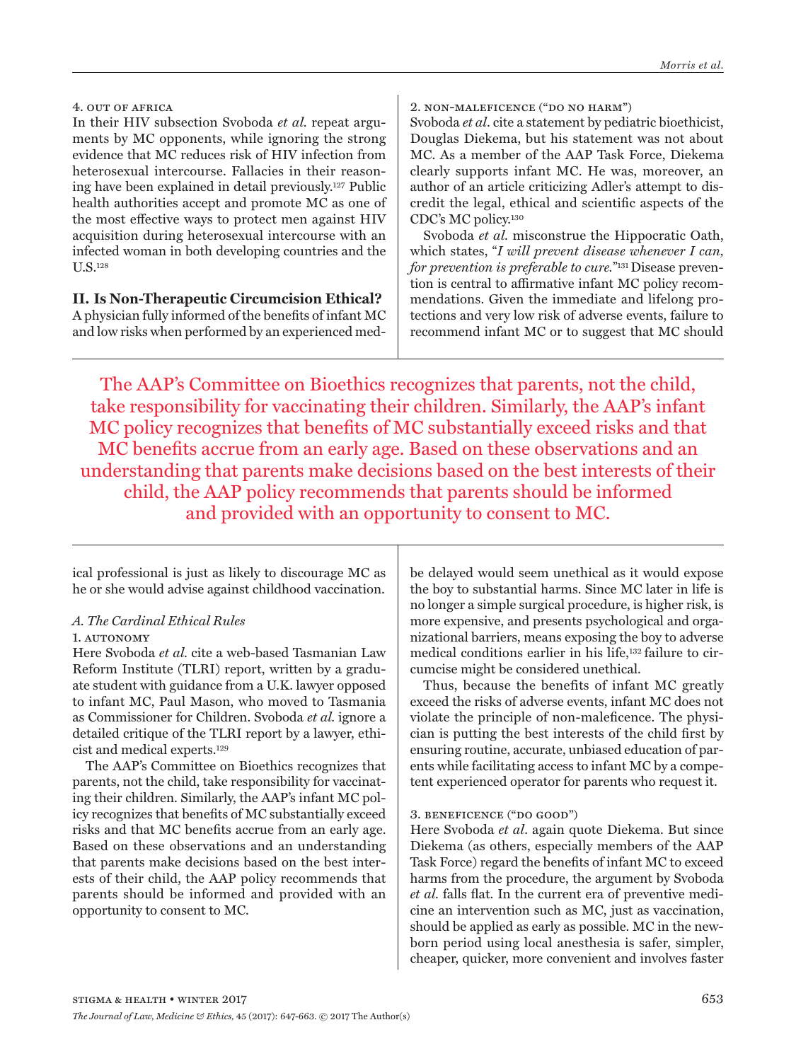#### 4. Out of Africa

In their HIV subsection Svoboda *et al.* repeat arguments by MC opponents, while ignoring the strong evidence that MC reduces risk of HIV infection from heterosexual intercourse. Fallacies in their reasoning have been explained in detail previously.[127] Public health authorities accept and promote MC as one of the most effective ways to protect men against HIV acquisition during heterosexual intercourse with an infected woman in both developing countries and the U.S.[128]

## II. Is Non-Therapeutic Circumcision Ethical?

A physician fully informed of the benefits of infant MC and low risks when performed by an experienced medical professional is just as likely to discourage MC as he or she would advise against childhood vaccination.

### *A. The Cardinal Ethical Rules*

#### 1. Autonomy

Here Svoboda *et al.* cite a web-based Tasmanian Law Reform Institute (TLRI) report, written by a graduate student with guidance from a U.K. lawyer opposed to infant MC, Paul Mason, who moved to Tasmania as Commissioner for Children. Svoboda *et al.* ignore a detailed critique of the TLRI report by a lawyer, ethicist and medical experts.[129]

The AAP's Committee on Bioethics recognizes that parents, not the child, take responsibility for vaccinating their children. Similarly, the AAP's infant MC policy recognizes that benefits of MC substantially exceed risks and that MC benefits accrue from an early age. Based on these observations and an understanding that parents make decisions based on the best interests of their child, the AAP policy recommends that parents should be informed and provided with an opportunity to consent to MC.

#### 2. Non-maleficence ("do no harm")

Svoboda *et al.* cite a statement by pediatric bioethicist, Douglas Diekema, but his statement was not about MC. As a member of the AAP Task Force, Diekema clearly supports infant MC. He was, moreover, an author of an article criticizing Adler's attempt to discredit the legal, ethical and scientific aspects of the CDC's MC policy.[130]

Svoboda *et al.* misconstrue the Hippocratic Oath, which states, "*I will prevent disease whenever I can, for prevention is preferable to cure.*"[131] Disease prevention is central to affirmative infant MC policy recommendations. Given the immediate and lifelong protections and very low risk of adverse events, failure to recommend infant MC or to suggest that MC should be delayed would seem unethical as it would expose the boy to substantial harms. Since MC later in life is no longer a simple surgical procedure, is higher risk, is more expensive, and presents psychological and organizational barriers, means exposing the boy to adverse medical conditions earlier in his life,[132] failure to circumcise might be considered unethical.

Thus, because the benefits of infant MC greatly exceed the risks of adverse events, infant MC does not violate the principle of non-maleficence. The physician is putting the best interests of the child first by ensuring routine, accurate, unbiased education of parents while facilitating access to infant MC by a competent experienced operator for parents who request it.

#### 3. Beneficence ("do good")

Here Svoboda *et al.* again quote Diekema. But since Diekema (as others, especially members of the AAP Task Force) regard the benefits of infant MC to exceed harms from the procedure, the argument by Svoboda *et al.* falls flat. In the current era of preventive medicine an intervention such as MC, just as vaccination, should be applied as early as possible. MC in the newborn period using local anesthesia is safer, simpler, cheaper, quicker, more convenient and involves faster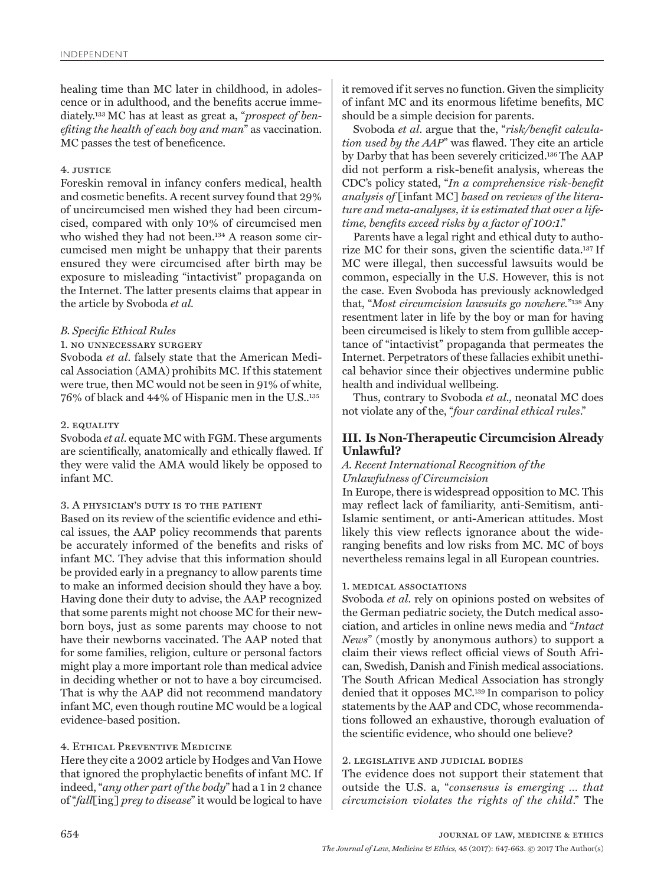healing time than MC later in childhood, in adolescence or in adulthood, and the benefits accrue immediately.[133] MC has at least as great a, "*prospect of benefiting the health of each boy and man*" as vaccination. MC passes the test of beneficence.

#### 4. Justice

Foreskin removal in infancy confers medical, health and cosmetic benefits. A recent survey found that 29% of uncircumcised men wished they had been circumcised, compared with only 10% of circumcised men who wished they had not been.[134] A reason some circumcised men might be unhappy that their parents ensured they were circumcised after birth may be exposure to misleading "intactivist" propaganda on the Internet. The latter presents claims that appear in the article by Svoboda *et al.*

### *B. Specific Ethical Rules*

#### 1. No unnecessary surgery

Svoboda *et al*. falsely state that the American Medical Association (AMA) prohibits MC. If this statement were true, then MC would not be seen in 91% of white, 76% of black and 44% of Hispanic men in the U.S..[135]

#### 2. Equality

Svoboda *et al*. equate MC with FGM. These arguments are scientifically, anatomically and ethically flawed. If they were valid the AMA would likely be opposed to infant MC.

#### 3. A physician's duty is to the patient

Based on its review of the scientific evidence and ethical issues, the AAP policy recommends that parents be accurately informed of the benefits and risks of infant MC. They advise that this information should be provided early in a pregnancy to allow parents time to make an informed decision should they have a boy. Having done their duty to advise, the AAP recognized that some parents might not choose MC for their newborn boys, just as some parents may choose to not have their newborns vaccinated. The AAP noted that for some families, religion, culture or personal factors might play a more important role than medical advice in deciding whether or not to have a boy circumcised. That is why the AAP did not recommend mandatory infant MC, even though routine MC would be a logical evidence-based position.

#### 4. Ethical Preventive Medicine

Here they cite a 2002 article by Hodges and Van Howe that ignored the prophylactic benefits of infant MC. If indeed, "*any other part of the body*" had a 1 in 2 chance of "*fall*[ing] *prey to disease*" it would be logical to have it removed if it serves no function. Given the simplicity of infant MC and its enormous lifetime benefits, MC should be a simple decision for parents.

Svoboda *et al*. argue that the, "*risk/benefit calculation used by the AAP*" was flawed. They cite an article by Darby that has been severely criticized.[136] The AAP did not perform a risk-benefit analysis, whereas the CDC's policy stated, "*In a comprehensive risk-benefit analysis of* [infant MC] *based on reviews of the literature and meta-analyses, it is estimated that over a lifetime, benefits exceed risks by a factor of 100:1*."

Parents have a legal right and ethical duty to authorize MC for their sons, given the scientific data.[137] If MC were illegal, then successful lawsuits would be common, especially in the U.S. However, this is not the case. Even Svoboda has previously acknowledged that, "*Most circumcision lawsuits go nowhere.*"[138] Any resentment later in life by the boy or man for having been circumcised is likely to stem from gullible acceptance of "intactivist" propaganda that permeates the Internet. Perpetrators of these fallacies exhibit unethical behavior since their objectives undermine public health and individual wellbeing.

Thus, contrary to Svoboda *et al*., neonatal MC does not violate any of the, "*four cardinal ethical rules*."

## III. Is Non-Therapeutic Circumcision Already Unlawful?

### *A. Recent International Recognition of the Unlawfulness of Circumcision*

In Europe, there is widespread opposition to MC. This may reflect lack of familiarity, anti-Semitism, anti-Islamic sentiment, or anti-American attitudes. Most likely this view reflects ignorance about the wide-ranging benefits and low risks from MC. MC of boys nevertheless remains legal in all European countries.

#### 1. Medical associations

Svoboda *et al*. rely on opinions posted on websites of the German pediatric society, the Dutch medical association, and articles in online news media and "*Intact News*" (mostly by anonymous authors) to support a claim their views reflect official views of South African, Swedish, Danish and Finish medical associations. The South African Medical Association has strongly denied that it opposes MC.[139] In comparison to policy statements by the AAP and CDC, whose recommendations followed an exhaustive, thorough evaluation of the scientific evidence, who should one believe?

#### 2. Legislative and judicial bodies

The evidence does not support their statement that outside the U.S. a, "*consensus is emerging ... that circumcision violates the rights of the child*." The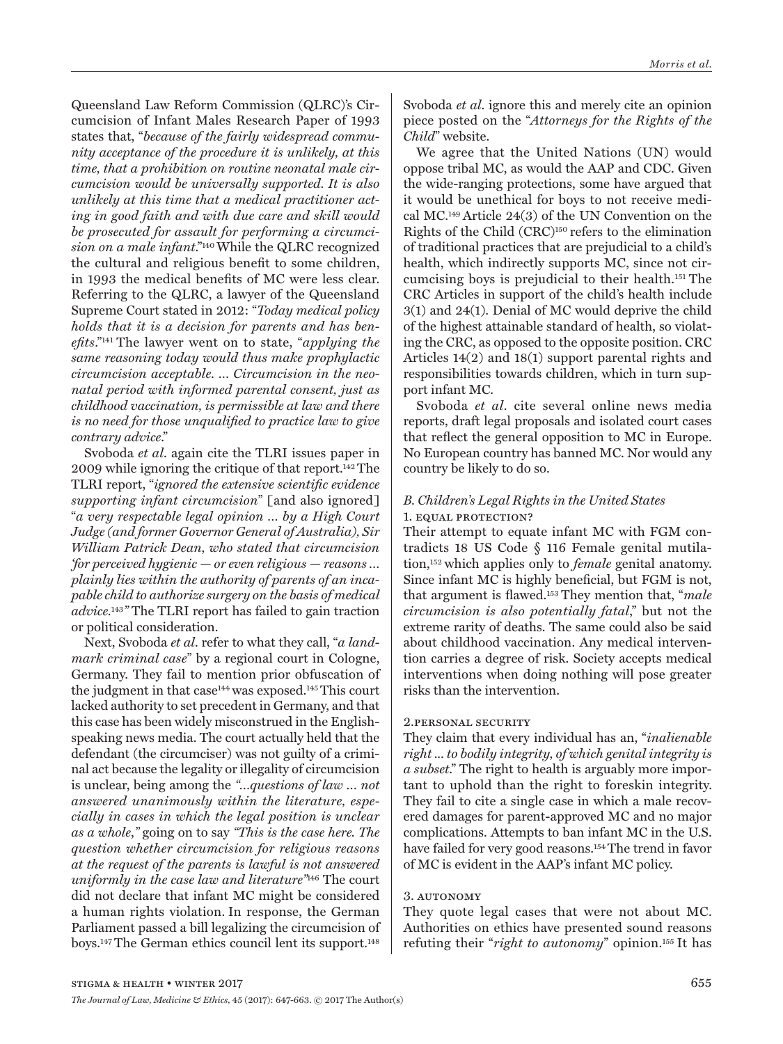Queensland Law Reform Commission (QLRC)'s Circumcision of Infant Males Research Paper of 1993 states that, "*because of the fairly widespread community acceptance of the procedure it is unlikely, at this time, that a prohibition on routine neonatal male circumcision would be universally supported. It is also unlikely at this time that a medical practitioner acting in good faith and with due care and skill would be prosecuted for assault for performing a circumcision on a male infant*."[140] While the QLRC recognized the cultural and religious benefit to some children, in 1993 the medical benefits of MC were less clear. Referring to the QLRC, a lawyer of the Queensland Supreme Court stated in 2012: "*Today medical policy holds that it is a decision for parents and has benefits*."[141] The lawyer went on to state, "*applying the same reasoning today would thus make prophylactic circumcision acceptable. ... Circumcision in the neonatal period with informed parental consent, just as childhood vaccination, is permissible at law and there is no need for those unqualified to practice law to give contrary advice*."

Svoboda *et al*. again cite the TLRI issues paper in 2009 while ignoring the critique of that report.[142] The TLRI report, "*ignored the extensive scientific evidence supporting infant circumcision*" [and also ignored] "*a very respectable legal opinion ... by a High Court Judge (and former Governor General of Australia), Sir William Patrick Dean, who stated that circumcision 'for perceived hygienic — or even religious — reasons ... plainly lies within the authority of parents of an incapable child to authorize surgery on the basis of medical advice*.[143]" The TLRI report has failed to gain traction or political consideration.

Next, Svoboda *et al*. refer to what they call, "*a landmark criminal case*" by a regional court in Cologne, Germany. They fail to mention prior obfuscation of the judgment in that case[144] was exposed.[145] This court lacked authority to set precedent in Germany, and that this case has been widely misconstrued in the English-speaking news media. The court actually held that the defendant (the circumciser) was not guilty of a criminal act because the legality or illegality of circumcision is unclear, being among the *"...questions of law ... not answered unanimously within the literature, especially in cases in which the legal position is unclear as a whole,"* going on to say *"This is the case here. The question whether circumcision for religious reasons at the request of the parents is lawful is not answered uniformly in the case law and literature"*[146] The court did not declare that infant MC might be considered a human rights violation. In response, the German Parliament passed a bill legalizing the circumcision of boys.[147] The German ethics council lent its support.[148] Svoboda *et al*. ignore this and merely cite an opinion piece posted on the "*Attorneys for the Rights of the Child*" website.

We agree that the United Nations (UN) would oppose tribal MC, as would the AAP and CDC. Given the wide-ranging protections, some have argued that it would be unethical for boys to not receive medical MC.[149] Article 24(3) of the UN Convention on the Rights of the Child (CRC)[150] refers to the elimination of traditional practices that are prejudicial to a child's health, which indirectly supports MC, since not circumcising boys is prejudicial to their health.[151] The CRC Articles in support of the child's health include 3(1) and 24(1). Denial of MC would deprive the child of the highest attainable standard of health, so violating the CRC, as opposed to the opposite position. CRC Articles 14(2) and 18(1) support parental rights and responsibilities towards children, which in turn support infant MC.

Svoboda *et al*. cite several online news media reports, draft legal proposals and isolated court cases that reflect the general opposition to MC in Europe. No European country has banned MC. Nor would any country be likely to do so.

### *B. Children's Legal Rights in the United States*

#### 1. Equal Protection?

Their attempt to equate infant MC with FGM contradicts 18 US Code § 116 Female genital mutilation,[152] which applies only to *female* genital anatomy. Since infant MC is highly beneficial, but FGM is not, that argument is flawed.[153] They mention that, "*male circumcision is also potentially fatal*," but not the extreme rarity of deaths. The same could also be said about childhood vaccination. Any medical intervention carries a degree of risk. Society accepts medical interventions when doing nothing will pose greater risks than the intervention.

#### 2. Personal Security

They claim that every individual has an, "*inalienable right ... to bodily integrity, of which genital integrity is a subset*." The right to health is arguably more important to uphold than the right to foreskin integrity. They fail to cite a single case in which a male recovered damages for parent-approved MC and no major complications. Attempts to ban infant MC in the U.S. have failed for very good reasons.[154] The trend in favor of MC is evident in the AAP's infant MC policy.

#### 3. Autonomy

They quote legal cases that were not about MC. Authorities on ethics have presented sound reasons refuting their "*right to autonomy*" opinion.[155] It has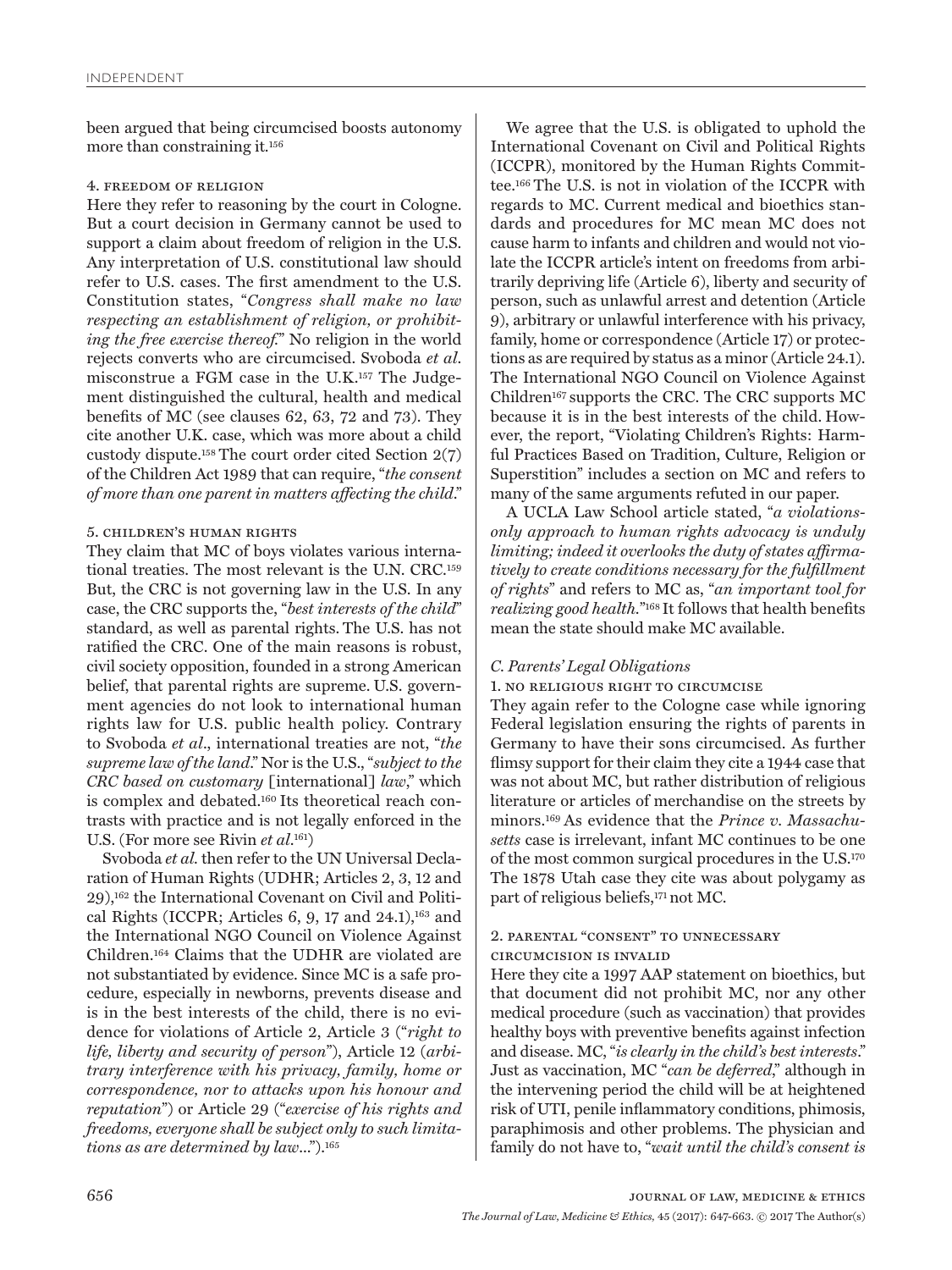been argued that being circumcised boosts autonomy more than constraining it.[156]

#### 4. Freedom of Religion

Here they refer to reasoning by the court in Cologne. But a court decision in Germany cannot be used to support a claim about freedom of religion in the U.S. Any interpretation of U.S. constitutional law should refer to U.S. cases. The first amendment to the U.S. Constitution states, "*Congress shall make no law respecting an establishment of religion, or prohibiting the free exercise thereof.*" No religion in the world rejects converts who are circumcised. Svoboda *et al.* misconstrue a FGM case in the U.K.[157] The Judgement distinguished the cultural, health and medical benefits of MC (see clauses 62, 63, 72 and 73). They cite another U.K. case, which was more about a child custody dispute.[158] The court order cited Section 2(7) of the Children Act 1989 that can require, "*the consent of more than one parent in matters affecting the child.*"

#### 5. Children's Human Rights

They claim that MC of boys violates various international treaties. The most relevant is the U.N. CRC.[159] But, the CRC is not governing law in the U.S. In any case, the CRC supports the, "*best interests of the child*" standard, as well as parental rights. The U.S. has not ratified the CRC. One of the main reasons is robust, civil society opposition, founded in a strong American belief, that parental rights are supreme. U.S. government agencies do not look to international human rights law for U.S. public health policy. Contrary to Svoboda *et al*., international treaties are not, "*the supreme law of the land.*" Nor is the U.S., "*subject to the CRC based on customary* [international] *law*," which is complex and debated.[160] Its theoretical reach contrasts with practice and is not legally enforced in the U.S. (For more see Rivin *et al*.[161])

Svoboda *et al.* then refer to the UN Universal Declaration of Human Rights (UDHR; Articles 2, 3, 12 and 29),[162] the International Covenant on Civil and Political Rights (ICCPR; Articles 6, 9, 17 and 24.1),[163] and the International NGO Council on Violence Against Children.[164] Claims that the UDHR are violated are not substantiated by evidence. Since MC is a safe procedure, especially in newborns, prevents disease and is in the best interests of the child, there is no evidence for violations of Article 2, Article 3 ("*right to life, liberty and security of person*"), Article 12 (*arbitrary interference with his privacy, family, home or correspondence, nor to attacks upon his honour and reputation*") or Article 29 ("*exercise of his rights and freedoms, everyone shall be subject only to such limitations as are determined by law...*").[165]

We agree that the U.S. is obligated to uphold the International Covenant on Civil and Political Rights (ICCPR), monitored by the Human Rights Committee.[166] The U.S. is not in violation of the ICCPR with regards to MC. Current medical and bioethics standards and procedures for MC mean MC does not cause harm to infants and children and would not violate the ICCPR article's intent on freedoms from arbitrarily depriving life (Article 6), liberty and security of person, such as unlawful arrest and detention (Article 9), arbitrary or unlawful interference with his privacy, family, home or correspondence (Article 17) or protections as are required by status as a minor (Article 24.1). The International NGO Council on Violence Against Children[167] supports the CRC. The CRC supports MC because it is in the best interests of the child. However, the report, "Violating Children's Rights: Harmful Practices Based on Tradition, Culture, Religion or Superstition" includes a section on MC and refers to many of the same arguments refuted in our paper.

A UCLA Law School article stated, "*a violations-only approach to human rights advocacy is unduly limiting; indeed it overlooks the duty of states affirmatively to create conditions necessary for the fulfillment of rights*" and refers to MC as, "*an important tool for realizing good health.*"[168] It follows that health benefits mean the state should make MC available.

### C. Parents' Legal Obligations

#### 1. No Religious Right to Circumcise

They again refer to the Cologne case while ignoring Federal legislation ensuring the rights of parents in Germany to have their sons circumcised. As further flimsy support for their claim they cite a 1944 case that was not about MC, but rather distribution of religious literature or articles of merchandise on the streets by minors.[169] As evidence that the *Prince v. Massachusetts* case is irrelevant, infant MC continues to be one of the most common surgical procedures in the U.S.[170] The 1878 Utah case they cite was about polygamy as part of religious beliefs,[171] not MC.

#### 2. Parental "Consent" to Unnecessary Circumcision is Invalid

Here they cite a 1997 AAP statement on bioethics, but that document did not prohibit MC, nor any other medical procedure (such as vaccination) that provides healthy boys with preventive benefits against infection and disease. MC, "*is clearly in the child's best interests.*" Just as vaccination, MC "*can be deferred,*" although in the intervening period the child will be at heightened risk of UTI, penile inflammatory conditions, phimosis, paraphimosis and other problems. The physician and family do not have to, "*wait until the child's consent is*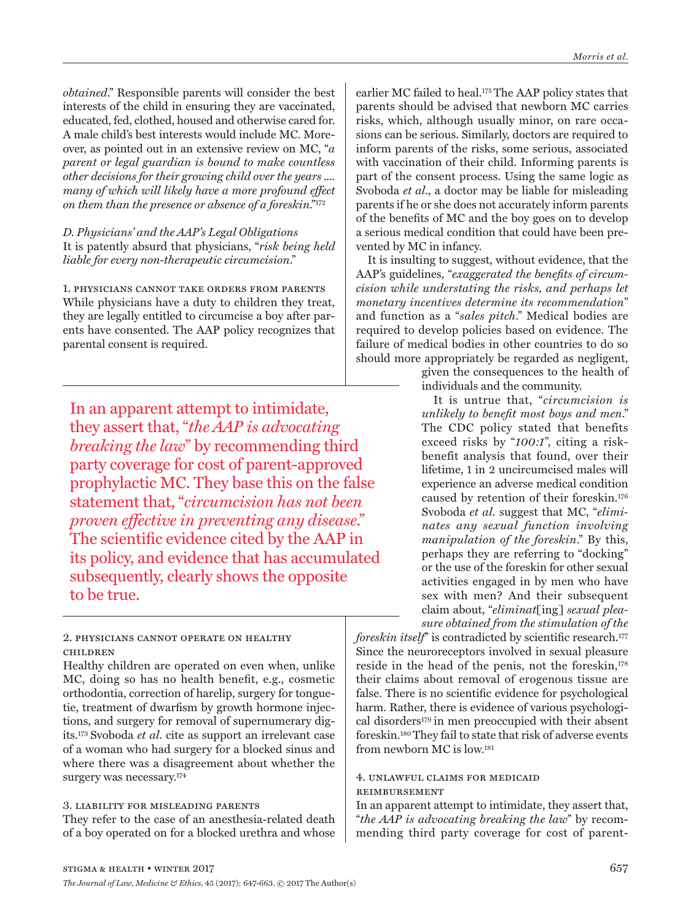*obtained*." Responsible parents will consider the best interests of the child in ensuring they are vaccinated, educated, fed, clothed, housed and otherwise cared for. A male child's best interests would include MC. Moreover, as pointed out in an extensive review on MC, "*a parent or legal guardian is bound to make countless other decisions for their growing child over the years .... many of which will likely have a more profound effect on them than the presence or absence of a foreskin*."[172]

*D. Physicians' and the AAP's Legal Obligations*

It is patently absurd that physicians, "*risk being held liable for every non-therapeutic circumcision*."

1. Physicians cannot take orders from parents

While physicians have a duty to children they treat, they are legally entitled to circumcise a boy after parents have consented. The AAP policy recognizes that parental consent is required.

2. Physicians cannot operate on healthy children

Healthy children are operated on even when, unlike MC, doing so has no health benefit, e.g., cosmetic orthodontia, correction of harelip, surgery for tongue-tie, treatment of dwarfism by growth hormone injections, and surgery for removal of supernumerary digits.[173] Svoboda *et al*. cite as support an irrelevant case of a woman who had surgery for a blocked sinus and where there was a disagreement about whether the surgery was necessary.[174]

3. Liability for misleading parents

They refer to the case of an anesthesia-related death of a boy operated on for a blocked urethra and whose earlier MC failed to heal.[175] The AAP policy states that parents should be advised that newborn MC carries risks, which, although usually minor, on rare occasions can be serious. Similarly, doctors are required to inform parents of the risks, some serious, associated with vaccination of their child. Informing parents is part of the consent process. Using the same logic as Svoboda *et al*., a doctor may be liable for misleading parents if he or she does not accurately inform parents of the benefits of MC and the boy goes on to develop a serious medical condition that could have been prevented by MC in infancy.

It is insulting to suggest, without evidence, that the AAP's guidelines, "*exaggerated the benefits of circumcision while understating the risks, and perhaps let monetary incentives determine its recommendation*" and function as a "*sales pitch*." Medical bodies are required to develop policies based on evidence. The failure of medical bodies in other countries to do so should more appropriately be regarded as negligent, given the consequences to the health of individuals and the community.

It is untrue that, "*circumcision is unlikely to benefit most boys and men*." The CDC policy stated that benefits exceed risks by "*100:1*", citing a risk-benefit analysis that found, over their lifetime, 1 in 2 uncircumcised males will experience an adverse medical condition caused by retention of their foreskin.[176] Svoboda *et al*. suggest that MC, "*eliminates any sexual function involving manipulation of the foreskin*." By this, perhaps they are referring to "docking" or the use of the foreskin for other sexual activities engaged in by men who have sex with men? And their subsequent claim about, "*eliminat*[ing] *sexual pleasure obtained from the stimulation of the foreskin itself*" is contradicted by scientific research.[177] Since the neuroreceptors involved in sexual pleasure reside in the head of the penis, not the foreskin,[178] their claims about removal of erogenous tissue are false. There is no scientific evidence for psychological harm. Rather, there is evidence of various psychological disorders[179] in men preoccupied with their absent foreskin.[180] They fail to state that risk of adverse events from newborn MC is low.[181]

4. Unlawful claims for Medicaid reimbursement

In an apparent attempt to intimidate, they assert that, "*the AAP is advocating breaking the law*" by recommending third party coverage for cost of parent-

> In an apparent attempt to intimidate, they assert that, "*the AAP is advocating breaking the law*" by recommending third party coverage for cost of parent-approved prophylactic MC. They base this on the false statement that, "*circumcision has not been proven effective in preventing any disease*." The scientific evidence cited by the AAP in its policy, and evidence that has accumulated subsequently, clearly shows the opposite to be true.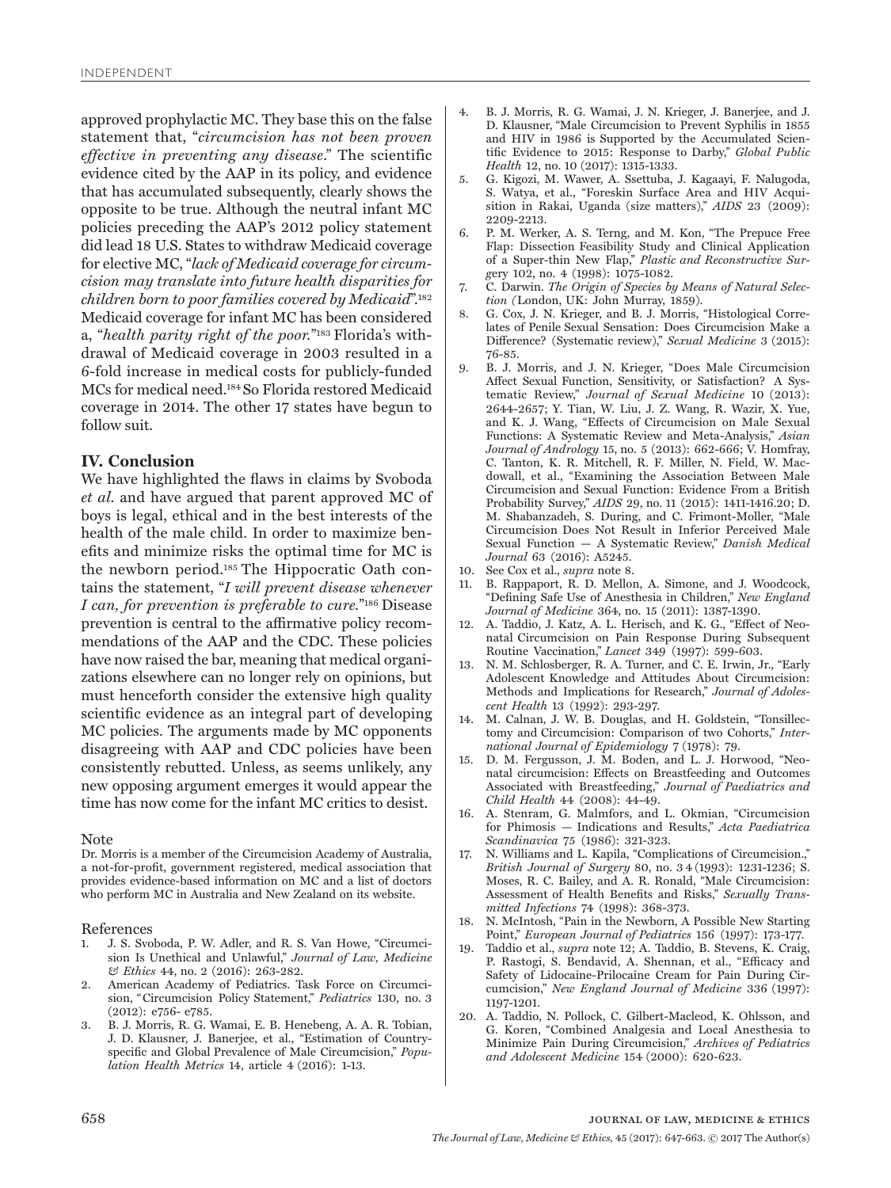approved prophylactic MC. They base this on the false statement that, "*circumcision has not been proven effective in preventing any disease*." The scientific evidence cited by the AAP in its policy, and evidence that has accumulated subsequently, clearly shows the opposite to be true. Although the neutral infant MC policies preceding the AAP's 2012 policy statement did lead 18 U.S. States to withdraw Medicaid coverage for elective MC, "*lack of Medicaid coverage for circumcision may translate into future health disparities for children born to poor families covered by Medicaid*".[182] Medicaid coverage for infant MC has been considered a, "*health parity right of the poor.*"[183] Florida's withdrawal of Medicaid coverage in 2003 resulted in a 6-fold increase in medical costs for publicly-funded MCs for medical need.[184] So Florida restored Medicaid coverage in 2014. The other 17 states have begun to follow suit.

## IV. Conclusion

We have highlighted the flaws in claims by Svoboda *et al.* and have argued that parent approved MC of boys is legal, ethical and in the best interests of the health of the male child. In order to maximize benefits and minimize risks the optimal time for MC is the newborn period.[185] The Hippocratic Oath contains the statement, "*I will prevent disease whenever I can, for prevention is preferable to cure.*"[186] Disease prevention is central to the affirmative policy recommendations of the AAP and the CDC. These policies have now raised the bar, meaning that medical organizations elsewhere can no longer rely on opinions, but must henceforth consider the extensive high quality scientific evidence as an integral part of developing MC policies. The arguments made by MC opponents disagreeing with AAP and CDC policies have been consistently rebutted. Unless, as seems unlikely, any new opposing argument emerges it would appear the time has now come for the infant MC critics to desist.

### Note

Dr. Morris is a member of the Circumcision Academy of Australia, a not-for-profit, government registered, medical association that provides evidence-based information on MC and a list of doctors who perform MC in Australia and New Zealand on its website.

### References

1. J. S. Svoboda, P. W. Adler, and R. S. Van Howe, "Circumcision Is Unethical and Unlawful," *Journal of Law, Medicine & Ethics* 44, no. 2 (2016): 263-282.
2. American Academy of Pediatrics. Task Force on Circumcision, "Circumcision Policy Statement," *Pediatrics* 130, no. 3 (2012): e756- e785.
3. B. J. Morris, R. G. Wamai, E. B. Henebeng, A. A. R. Tobian, J. D. Klausner, J. Banerjee, et al., "Estimation of Country-specific and Global Prevalence of Male Circumcision," *Population Health Metrics* 14, article 4 (2016): 1-13.
4. B. J. Morris, R. G. Wamai, J. N. Krieger, J. Banerjee, and J. D. Klausner, "Male Circumcision to Prevent Syphilis in 1855 and HIV in 1986 is Supported by the Accumulated Scientific Evidence to 2015: Response to Darby," *Global Public Health* 12, no. 10 (2017): 1315-1333.
5. G. Kigozi, M. Wawer, A. Ssettuba, J. Kagaayi, F. Nalugoda, S. Watya, et al., "Foreskin Surface Area and HIV Acquisition in Rakai, Uganda (size matters)," *AIDS* 23 (2009): 2209-2213.
6. P. M. Werker, A. S. Terng, and M. Kon, "The Prepuce Free Flap: Dissection Feasibility Study and Clinical Application of a Super-thin New Flap," *Plastic and Reconstructive Surgery* 102, no. 4 (1998): 1075-1082.
7. C. Darwin. *The Origin of Species by Means of Natural Selection (*London, UK: John Murray, 1859).
8. G. Cox, J. N. Krieger, and B. J. Morris, "Histological Correlates of Penile Sexual Sensation: Does Circumcision Make a Difference? (Systematic review)," *Sexual Medicine* 3 (2015): 76-85.
9. B. J. Morris, and J. N. Krieger, "Does Male Circumcision Affect Sexual Function, Sensitivity, or Satisfaction? A Systematic Review," *Journal of Sexual Medicine* 10 (2013): 2644-2657; Y. Tian, W. Liu, J. Z. Wang, R. Wazir, X. Yue, and K. J. Wang, "Effects of Circumcision on Male Sexual Functions: A Systematic Review and Meta-Analysis," *Asian Journal of Andrology* 15, no. 5 (2013): 662-666; V. Homfray, C. Tanton, K. R. Mitchell, R. F. Miller, N. Field, W. Macdowall, et al., "Examining the Association Between Male Circumcision and Sexual Function: Evidence From a British Probability Survey," *AIDS* 29, no. 11 (2015): 1411-1416.20; D. M. Shabanzadeh, S. During, and C. Frimont-Moller, "Male Circumcision Does Not Result in Inferior Perceived Male Sexual Function — A Systematic Review," *Danish Medical Journal* 63 (2016): A5245.
10. See Cox et al., *supra* note 8.
11. B. Rappaport, R. D. Mellon, A. Simone, and J. Woodcock, "Defining Safe Use of Anesthesia in Children," *New England Journal of Medicine* 364, no. 15 (2011): 1387-1390.
12. A. Taddio, J. Katz, A. L. Herisch, and K. G., "Effect of Neonatal Circumcision on Pain Response During Subsequent Routine Vaccination," *Lancet* 349 (1997): 599-603.
13. N. M. Schlosberger, R. A. Turner, and C. E. Irwin, Jr., "Early Adolescent Knowledge and Attitudes About Circumcision: Methods and Implications for Research," *Journal of Adolescent Health* 13 (1992): 293-297.
14. M. Calnan, J. W. B. Douglas, and H. Goldstein, "Tonsillectomy and Circumcision: Comparison of two Cohorts," *International Journal of Epidemiology* 7 (1978): 79.
15. D. M. Fergusson, J. M. Boden, and L. J. Horwood, "Neonatal circumcision: Effects on Breastfeeding and Outcomes Associated with Breastfeeding," *Journal of Paediatrics and Child Health* 44 (2008): 44-49.
16. A. Stenram, G. Malmfors, and L. Okmian, "Circumcision for Phimosis — Indications and Results," *Acta Paediatrica Scandinavica* 75 (1986): 321-323.
17. N. Williams and L. Kapila, "Complications of Circumcision.," *British Journal of Surgery* 80, no. 3 4 (1993): 1231-1236; S. Moses, R. C. Bailey, and A. R. Ronald, "Male Circumcision: Assessment of Health Benefits and Risks," *Sexually Transmitted Infections* 74 (1998): 368-373.
18. N. McIntosh, "Pain in the Newborn, A Possible New Starting Point," *European Journal of Pediatrics* 156 (1997): 173-177.
19. Taddio et al., *supra* note 12; A. Taddio, B. Stevens, K. Craig, P. Rastogi, S. Bendavid, A. Shennan, et al., "Efficacy and Safety of Lidocaine-Prilocaine Cream for Pain During Circumcision," *New England Journal of Medicine* 336 (1997): 1197-1201.
20. A. Taddio, N. Pollock, C. Gilbert-Macleod, K. Ohlsson, and G. Koren, "Combined Analgesia and Local Anesthesia to Minimize Pain During Circumcision," *Archives of Pediatrics and Adolescent Medicine* 154 (2000): 620-623.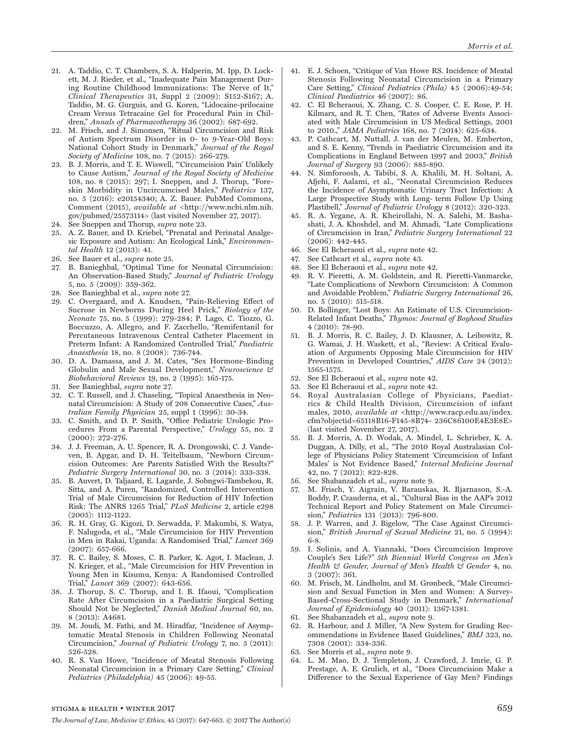21. A. Taddio, C. T. Chambers, S. A. Halperin, M. Ipp, D. Lockett, M. J. Rieder, et al., "Inadequate Pain Management During Routine Childhood Immunizations: The Nerve of It," *Clinical Therapeutics* 31, Suppl 2 (2009): S152-S167; A. Taddio, M. G. Gurguis, and G. Koren, "Lidocaine-prilocaine Cream Versus Tetracaine Gel for Procedural Pain in Children," *Annals of Pharmacotherapy* 36 (2002): 687-692.
22. M. Frisch, and J. Simonsen, "Ritual Circumcision and Risk of Autism Spectrum Disorder in 0- to 9-Year-Old Boys: National Cohort Study in Denmark," *Journal of the Royal Society of Medicine* 108, no. 7 (2015): 266-279.
23. B. J. Morris, and T. E. Wiswell, "'Circumcision Pain' Unlikely to Cause Autism," *Journal of the Royal Society of Medicine* 108, no. 8 (2015): 297; I. Sneppen, and J. Thorup, "Foreskin Morbidity in Uncircumcised Males," *Pediatrics* 137, no. 5 (2016): e20154340; A. Z. Bauer. PubMed Commons, Comment (2015), *available at* <http://www.ncbi.nlm.nih.gov/pubmed/25573114> (last visited November 27, 2017).
24. See Sneppen and Thorup, *supra* note 23.
25. A. Z. Bauer, and D. Kriebel, "Prenatal and Perinatal Analgesic Exposure and Autism: An Ecological Link," *Environmental Health* 12 (2013): 41.
26. See Bauer et al., *supra* note 25.
27. B. Banieghbal, "Optimal Time for Neonatal Circumcision: An Observation-Based Study," *Journal of Pediatric Urology* 5, no. 5 (2009): 359-362.
28. See Banieghbal et al., *supra* note 27.
29. C. Overgaard, and A. Knudsen, "Pain-Relieving Effect of Sucrose in Newborns During Heel Prick," *Biology of the Neonate* 75, no. 5 (1999): 279-284; P. Lago, C. Tiozzo, G. Boccuzzo, A. Allegro, and F. Zacchello, "Remifentanil for Percutaneous Intravenous Central Catheter Placement in Preterm Infant: A Randomized Controlled Trial," *Paediatric Anaesthesia* 18, no. 8 (2008): 736-744.
30. D. A. Damassa, and J. M. Cates, "Sex Hormone-Binding Globulin and Male Sexual Development," *Neuroscience & Biobehavioral Reviews* 19, no. 2 (1995): 165-175.
31. See Banieghbal, *supra* note 27.
32. C. T. Russell, and J. Chaseling, "Topical Anaesthesia in Neonatal Circumcision: A Study of 208 Consecutive Cases," *Australian Family Physician* 25, suppl 1 (1996): 30-34.
33. C. Smith, and D. P. Smith, "Office Pediatric Urologic Procedures From a Parental Perspective," *Urology* 55, no. 2 (2000): 272-276.
34. J. J. Freeman, A. U. Spencer, R. A. Drongowski, C. J. Vandeven, B. Apgar, and D. H. Teitelbaum, "Newborn Circumcision Outcomes: Are Parents Satisfied With the Results?" *Pediatric Surgery International* 30, no. 3 (2014): 333-338.
35. B. Auvert, D. Taljaard, E. Lagarde, J. Sobngwi-Tambekou, R. Sitta, and A. Puren, "Randomized, Controlled Intervention Trial of Male Circumcision for Reduction of HIV Infection Risk: The ANRS 1265 Trial," *PLoS Medicine* 2, article e298 (2005): 1112-1122.
36. R. H. Gray, G. Kigozi, D. Serwadda, F. Makumbi, S. Watya, F. Nalugoda, et al., "Male Circumcision for HIV Prevention in Men in Rakai, Uganda: A Randomised Trial," *Lancet* 369 (2007): 657-666.
37. R. C. Bailey, S. Moses, C. B. Parker, K. Agot, I. Maclean, J. N. Krieger, et al., "Male Circumcision for HIV Prevention in Young Men in Kisumu, Kenya: A Randomised Controlled Trial," *Lancet* 369 (2007): 643-656.
38. J. Thorup, S. C. Thorup, and I. B. Ifaoui, "Complication Rate After Circumcision in a Paediatric Surgical Setting Should Not be Neglected," *Danish Medical Journal* 60, no. 8 (2013): A4681.
39. M. Joudi, M. Fathi, and M. Hiradfar, "Incidence of Asymptomatic Meatal Stenosis in Children Following Neonatal Circumcision," *Journal of Pediatric Urology* 7, no. 5 (2011): 526-528.
40. R. S. Van Howe, "Incidence of Meatal Stenosis Following Neonatal Circumcision in a Primary Care Setting," *Clinical Pediatrics (Philadelphia)* 45 (2006): 49-55.
41. E. J. Schoen, "Critique of Van Howe RS. Incidence of Meatal Stenosis Following Neonatal Circumcision in a Primary Care Setting," *Clinical Pediatrics (Phila)* 45 (2006):49-54; *Clinical Paediatrics* 46 (2007): 86.
42. C. El Bcheraoui, X. Zhang, C. S. Cooper, C. E. Rose, P. H. Kilmarx, and R. T. Chen, "Rates of Adverse Events Associated with Male Circumcision in US Medical Settings, 2001 to 2010.," *JAMA Pediatrics* 168, no. 7 (2014): 625-634.
43. P. Cathcart, M. Nuttall, J. van der Meulen, M. Emberton, and S. E. Kenny, "Trends in Paediatric Circumcision and its Complications in England Between 1997 and 2003," *British Journal of Surgery* 93 (2006): 885-890.
44. N. Simforoosh, A. Tabibi, S. A. Khalili, M. H. Soltani, A. Afjehi, F. Aalami, et al., "Neonatal Circumcision Reduces the Incidence of Asymptomatic Urinary Tract Infection: A Large Prospective Study with Long- term Follow Up Using Plastibell," *Journal of Pediatric Urology* 8 (2012): 320-323.
45. R. A. Yegane, A. R. Kheirollahi, N. A. Salehi, M. Bashashati, J. A. Khoshdel, and M. Ahmadi, "Late Complications of Circumcision in Iran," *Pediatric Surgery International* 22 (2006): 442-445.
46. See El Bcheraoui et al., *supra* note 42.
47. See Cathcart et al., *supra* note 43.
48. See El Bcheraoui et al., *supra* note 42.
49. R. V. Pieretti, A. M. Goldstein, and R. Pieretti-Vanmarcke, "Late Complications of Newborn Circumcision: A Common and Avoidable Problem," *Pediatric Surgery International* 26, no. 5 (2010): 515-518.
50. D. Bollinger, "Lost Boys: An Estimate of U.S. Circumcision-Related Infant Deaths," *Thymos: Journal of Boyhood Studies* 4 (2010): 78-90.
51. B. J. Morris, R. C. Bailey, J. D. Klausner, A. Leibowitz, R. G. Wamai, J. H. Waskett, et al., "Review: A Critical Evaluation of Arguments Opposing Male Circumcision for HIV Prevention in Developed Countries," *AIDS Care* 24 (2012): 1565-1575.
52. See El Bcheraoui et al., *supra* note 42.
53. See El Bcheraoui et al., *supra* note 42.
54. Royal Australasian College of Physicians, Paediatrics & Child Health Division, Circumcision of infant males, 2010, *available at* <http://www.racp.edu.au/index.cfm?objectid=65118B16-F145-8B74- 236C86100E4E3E8E> (last visited November 27, 2017).
55. B. J. Morris, A. D. Wodak, A. Mindel, L. Schrieber, K. A. Duggan, A. Dilly, et al., "The 2010 Royal Australasian College of Physicians Policy Statement 'Circumcision of Infant Males' is Not Evidence Based," *Internal Medicine Journal* 42, no. 7 (2012): 822-828.
56. See Shabanzadeh et al., *supra* note 9.
57. M. Frisch, Y. Aigrain, V. Barauskas, R. Bjarnason, S.-A. Boddy, P. Czauderna, et al., "Cultural Bias in the AAP's 2012 Technical Report and Policy Statement on Male Circumcision," *Pediatrics* 131 (2013): 796-800.
58. J. P. Warren, and J. Bigelow, "The Case Against Circumcision," *British Journal of Sexual Medicine* 21, no. 5 (1994): 6-8.
59. I. Solinis, and A. Yiannaki, "Does Circumcision Improve Couple's Sex Life?" *5th Biennial World Congress on Men's Health & Gender, Journal of Men's Health & Gender* 4, no. 3 (2007): 361.
60. M. Frisch, M. Lindholm, and M. Grønbeck, "Male Circumcision and Sexual Function in Men and Women: A Survey-Based-Cross-Sectional Study in Denmark," *International Journal of Epidemiology* 40 (2011): 1367-1381.
61. See Shabanzadeh et al., *supra* note 9.
62. R. Harbour, and J. Miller, "A New System for Grading Recommendations in Evidence Based Guidelines," *BMJ* 323, no. 7308 (2001): 334-336.
63. See Morris et al., *supra* note 9.
64. L. M. Mao, D. J. Templeton, J. Crawford, J. Imrie, G. P. Prestage, A. E. Grulich, et al., "Does Circumcision Make a Difference to the Sexual Experience of Gay Men? Findings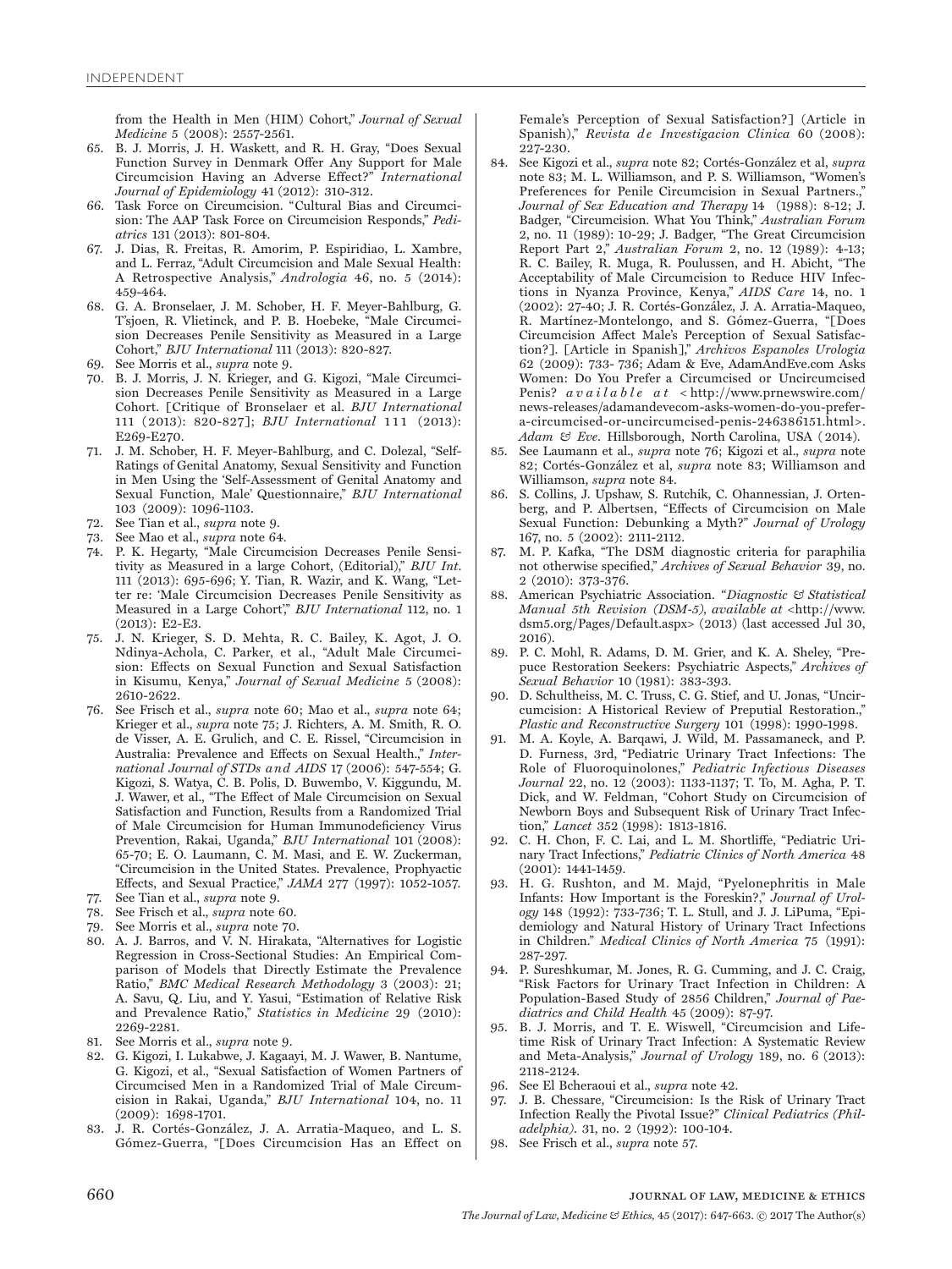from the Health in Men (HIM) Cohort," *Journal of Sexual Medicine* 5 (2008): 2557-2561.

65. B. J. Morris, J. H. Waskett, and R. H. Gray, "Does Sexual Function Survey in Denmark Offer Any Support for Male Circumcision Having an Adverse Effect?" *International Journal of Epidemiology* 41 (2012): 310-312.
66. Task Force on Circumcision. "Cultural Bias and Circumcision: The AAP Task Force on Circumcision Responds," *Pediatrics* 131 (2013): 801-804.
67. J. Dias, R. Freitas, R. Amorim, P. Espiridiao, L. Xambre, and L. Ferraz, "Adult Circumcision and Male Sexual Health: A Retrospective Analysis," *Andrologia* 46, no. 5 (2014): 459-464.
68. G. A. Bronselaer, J. M. Schober, H. F. Meyer-Bahlburg, G. T'sjoen, R. Vlietinck, and P. B. Hoebeke, "Male Circumcision Decreases Penile Sensitivity as Measured in a Large Cohort," *BJU International* 111 (2013): 820-827.
69. See Morris et al., *supra* note 9.
70. B. J. Morris, J. N. Krieger, and G. Kigozi, "Male Circumcision Decreases Penile Sensitivity as Measured in a Large Cohort. [Critique of Bronselaer et al. *BJU International* 111 (2013): 820-827]; *BJU International* 111 (2013): E269-E270.
71. J. M. Schober, H. F. Meyer-Bahlburg, and C. Dolezal, "Self-Ratings of Genital Anatomy, Sexual Sensitivity and Function in Men Using the 'Self-Assessment of Genital Anatomy and Sexual Function, Male' Questionnaire," *BJU International* 103 (2009): 1096-1103.
72. See Tian et al., *supra* note 9.
73. See Mao et al., *supra* note 64.
74. P. K. Hegarty, "Male Circumcision Decreases Penile Sensitivity as Measured in a large Cohort, (Editorial)," *BJU Int.* 111 (2013): 695-696; Y. Tian, R. Wazir, and K. Wang, "Letter re: 'Male Circumcision Decreases Penile Sensitivity as Measured in a Large Cohort'," *BJU International* 112, no. 1 (2013): E2-E3.
75. J. N. Krieger, S. D. Mehta, R. C. Bailey, K. Agot, J. O. Ndinya-Achola, C. Parker, et al., "Adult Male Circumcision: Effects on Sexual Function and Sexual Satisfaction in Kisumu, Kenya," *Journal of Sexual Medicine* 5 (2008): 2610-2622.
76. See Frisch et al., *supra* note 60; Mao et al., *supra* note 64; Krieger et al., *supra* note 75; J. Richters, A. M. Smith, R. O. de Visser, A. E. Grulich, and C. E. Rissel, "Circumcision in Australia: Prevalence and Effects on Sexual Health.," *International Journal of STDs and AIDS* 17 (2006): 547-554; G. Kigozi, S. Watya, C. B. Polis, D. Buwembo, V. Kiggundu, M. J. Wawer, et al., "The Effect of Male Circumcision on Sexual Satisfaction and Function, Results from a Randomized Trial of Male Circumcision for Human Immunodeficiency Virus Prevention, Rakai, Uganda," *BJU International* 101 (2008): 65-70; E. O. Laumann, C. M. Masi, and E. W. Zuckerman, "Circumcision in the United States. Prevalence, Prophyactic Effects, and Sexual Practice," *JAMA* 277 (1997): 1052-1057.
77. See Tian et al., *supra* note 9.
78. See Frisch et al., *supra* note 60.
79. See Morris et al., *supra* note 70.
80. A. J. Barros, and V. N. Hirakata, "Alternatives for Logistic Regression in Cross-Sectional Studies: An Empirical Comparison of Models that Directly Estimate the Prevalence Ratio," *BMC Medical Research Methodology* 3 (2003): 21; A. Savu, Q. Liu, and Y. Yasui, "Estimation of Relative Risk and Prevalence Ratio," *Statistics in Medicine* 29 (2010): 2269-2281.
81. See Morris et al., *supra* note 9.
82. G. Kigozi, I. Lukabwe, J. Kagaayi, M. J. Wawer, B. Nantume, G. Kigozi, et al., "Sexual Satisfaction of Women Partners of Circumcised Men in a Randomized Trial of Male Circumcision in Rakai, Uganda," *BJU International* 104, no. 11 (2009): 1698-1701.
83. J. R. Cortés-González, J. A. Arratia-Maqueo, and L. S. Gómez-Guerra, "[Does Circumcision Has an Effect on Female's Perception of Sexual Satisfaction?] (Article in Spanish)," *Revista de Investigacion Clinica* 60 (2008): 227-230.
84. See Kigozi et al., *supra* note 82; Cortés-González et al, *supra* note 83; M. L. Williamson, and P. S. Williamson, "Women's Preferences for Penile Circumcision in Sexual Partners.," *Journal of Sex Education and Therapy* 14 (1988): 8-12; J. Badger, "Circumcision. What You Think," *Australian Forum* 2, no. 11 (1989): 10-29; J. Badger, "The Great Circumcision Report Part 2," *Australian Forum* 2, no. 12 (1989): 4-13; R. C. Bailey, R. Muga, R. Poulussen, and H. Abicht, "The Acceptability of Male Circumcision to Reduce HIV Infections in Nyanza Province, Kenya," *AIDS Care* 14, no. 1 (2002): 27-40; J. R. Cortés-González, J. A. Arratia-Maqueo, R. Martínez-Montelongo, and S. Gómez-Guerra, "[Does Circumcision Affect Male's Perception of Sexual Satisfaction?]. [Article in Spanish]," *Archivos Espanoles Urologia* 62 (2009): 733- 736; Adam & Eve, AdamAndEve.com Asks Women: Do You Prefer a Circumcised or Uncircumcised Penis? *available at* <http://www.prnewswire.com/news-releases/adamandevecom-asks-women-do-you-prefer-a-circumcised-or-uncircumcised-penis-246386151.html>. *Adam & Eve*. Hillsborough, North Carolina, USA (2014).
85. See Laumann et al., *supra* note 76; Kigozi et al., *supra* note 82; Cortés-González et al, *supra* note 83; Williamson and Williamson, *supra* note 84.
86. S. Collins, J. Upshaw, S. Rutchik, C. Ohannessian, J. Ortenberg, and P. Albertsen, "Effects of Circumcision on Male Sexual Function: Debunking a Myth?" *Journal of Urology* 167, no. 5 (2002): 2111-2112.
87. M. P. Kafka, "The DSM diagnostic criteria for paraphilia not otherwise specified," *Archives of Sexual Behavior* 39, no. 2 (2010): 373-376.
88. American Psychiatric Association. "*Diagnostic & Statistical Manual 5th Revision (DSM-5), available at* <http://www.dsm5.org/Pages/Default.aspx> (2013) (last accessed Jul 30, 2016).
89. P. C. Mohl, R. Adams, D. M. Grier, and K. A. Sheley, "Prepuce Restoration Seekers: Psychiatric Aspects," *Archives of Sexual Behavior* 10 (1981): 383-393.
90. D. Schultheiss, M. C. Truss, C. G. Stief, and U. Jonas, "Uncircumcision: A Historical Review of Preputial Restoration.," *Plastic and Reconstructive Surgery* 101 (1998): 1990-1998.
91. M. A. Koyle, A. Barqawi, J. Wild, M. Passamaneck, and P. D. Furness, 3rd, "Pediatric Urinary Tract Infections: The Role of Fluoroquinolones," *Pediatric Infectious Diseases Journal* 22, no. 12 (2003): 1133-1137; T. To, M. Agha, P. T. Dick, and W. Feldman, "Cohort Study on Circumcision of Newborn Boys and Subsequent Risk of Urinary Tract Infection," *Lancet* 352 (1998): 1813-1816.
92. C. H. Chon, F. C. Lai, and L. M. Shortliffe, "Pediatric Urinary Tract Infections," *Pediatric Clinics of North America* 48 (2001): 1441-1459.
93. H. G. Rushton, and M. Majd, "Pyelonephritis in Male Infants: How Important is the Foreskin?," *Journal of Urology* 148 (1992): 733-736; T. L. Stull, and J. J. LiPuma, "Epidemiology and Natural History of Urinary Tract Infections in Children." *Medical Clinics of North America* 75 (1991): 287-297.
94. P. Sureshkumar, M. Jones, R. G. Cumming, and J. C. Craig, "Risk Factors for Urinary Tract Infection in Children: A Population-Based Study of 2856 Children," *Journal of Paediatrics and Child Health* 45 (2009): 87-97.
95. B. J. Morris, and T. E. Wiswell, "Circumcision and Lifetime Risk of Urinary Tract Infection: A Systematic Review and Meta-Analysis," *Journal of Urology* 189, no. 6 (2013): 2118-2124.
96. See El Bcheraoui et al., *supra* note 42.
97. J. B. Chessare, "Circumcision: Is the Risk of Urinary Tract Infection Really the Pivotal Issue?" *Clinical Pediatrics (Philadelphia).* 31, no. 2 (1992): 100-104.
98. See Frisch et al., *supra* note 57.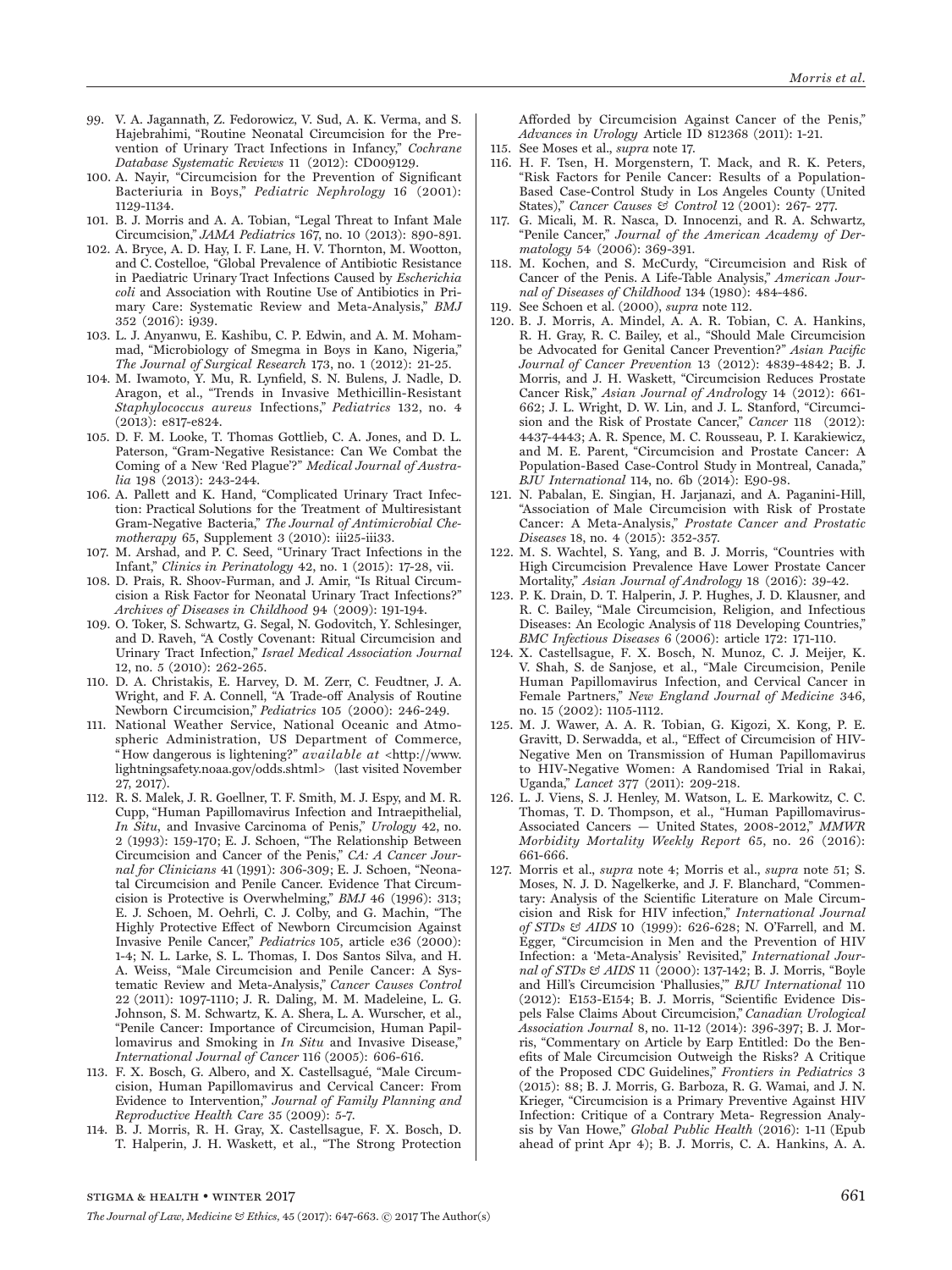99. V. A. Jagannath, Z. Fedorowicz, V. Sud, A. K. Verma, and S. Hajebrahimi, "Routine Neonatal Circumcision for the Prevention of Urinary Tract Infections in Infancy," *Cochrane Database Systematic Reviews* 11 (2012): CD009129.
100. A. Nayir, "Circumcision for the Prevention of Significant Bacteriuria in Boys," *Pediatric Nephrology* 16 (2001): 1129-1134.
101. B. J. Morris and A. A. Tobian, "Legal Threat to Infant Male Circumcision," *JAMA Pediatrics* 167, no. 10 (2013): 890-891.
102. A. Bryce, A. D. Hay, I. F. Lane, H. V. Thornton, M. Wootton, and C. Costelloe, "Global Prevalence of Antibiotic Resistance in Paediatric Urinary Tract Infections Caused by *Escherichia coli* and Association with Routine Use of Antibiotics in Primary Care: Systematic Review and Meta-Analysis," *BMJ* 352 (2016): i939.
103. L. J. Anyanwu, E. Kashibu, C. P. Edwin, and A. M. Mohammad, "Microbiology of Smegma in Boys in Kano, Nigeria," *The Journal of Surgical Research* 173, no. 1 (2012): 21-25.
104. M. Iwamoto, Y. Mu, R. Lynfield, S. N. Bulens, J. Nadle, D. Aragon, et al., "Trends in Invasive Methicillin-Resistant *Staphylococcus aureus* Infections," *Pediatrics* 132, no. 4 (2013): e817-e824.
105. D. F. M. Looke, T. Thomas Gottlieb, C. A. Jones, and D. L. Paterson, "Gram-Negative Resistance: Can We Combat the Coming of a New 'Red Plague'?" *Medical Journal of Australia* 198 (2013): 243-244.
106. A. Pallett and K. Hand, "Complicated Urinary Tract Infection: Practical Solutions for the Treatment of Multiresistant Gram-Negative Bacteria," *The Journal of Antimicrobial Chemotherapy* 65, Supplement 3 (2010): iii25-iii33.
107. M. Arshad, and P. C. Seed, "Urinary Tract Infections in the Infant," *Clinics in Perinatology* 42, no. 1 (2015): 17-28, vii.
108. D. Prais, R. Shoov-Furman, and J. Amir, "Is Ritual Circumcision a Risk Factor for Neonatal Urinary Tract Infections?" *Archives of Diseases in Childhood* 94 (2009): 191-194.
109. O. Toker, S. Schwartz, G. Segal, N. Godovitch, Y. Schlesinger, and D. Raveh, "A Costly Covenant: Ritual Circumcision and Urinary Tract Infection," *Israel Medical Association Journal* 12, no. 5 (2010): 262-265.
110. D. A. Christakis, E. Harvey, D. M. Zerr, C. Feudtner, J. A. Wright, and F. A. Connell, "A Trade-off Analysis of Routine Newborn Circumcision," *Pediatrics* 105 (2000): 246-249.
111. National Weather Service, National Oceanic and Atmospheric Administration, US Department of Commerce, "How dangerous is lightening?" *available at* <http://www.lightningsafety.noaa.gov/odds.shtml> (last visited November 27, 2017).
112. R. S. Malek, J. R. Goellner, T. F. Smith, M. J. Espy, and M. R. Cupp, "Human Papillomavirus Infection and Intraepithelial, *In Situ*, and Invasive Carcinoma of Penis," *Urology* 42, no. 2 (1993): 159-170; E. J. Schoen, "The Relationship Between Circumcision and Cancer of the Penis," *CA: A Cancer Journal for Clinicians* 41 (1991): 306-309; E. J. Schoen, "Neonatal Circumcision and Penile Cancer. Evidence That Circumcision is Protective is Overwhelming," *BMJ* 46 (1996): 313; E. J. Schoen, M. Oehrli, C. J. Colby, and G. Machin, "The Highly Protective Effect of Newborn Circumcision Against Invasive Penile Cancer," *Pediatrics* 105, article e36 (2000): 1-4; N. L. Larke, S. L. Thomas, I. Dos Santos Silva, and H. A. Weiss, "Male Circumcision and Penile Cancer: A Systematic Review and Meta-Analysis," *Cancer Causes Control* 22 (2011): 1097-1110; J. R. Daling, M. M. Madeleine, L. G. Johnson, S. M. Schwartz, K. A. Shera, L. A. Wurscher, et al., "Penile Cancer: Importance of Circumcision, Human Papillomavirus and Smoking in *In Situ* and Invasive Disease," *International Journal of Cancer* 116 (2005): 606-616.
113. F. X. Bosch, G. Albero, and X. Castellsagué, "Male Circumcision, Human Papillomavirus and Cervical Cancer: From Evidence to Intervention," *Journal of Family Planning and Reproductive Health Care* 35 (2009): 5-7.
114. B. J. Morris, R. H. Gray, X. Castellsague, F. X. Bosch, D. T. Halperin, J. H. Waskett, et al., "The Strong Protection Afforded by Circumcision Against Cancer of the Penis," *Advances in Urology* Article ID 812368 (2011): 1-21.
115. See Moses et al., *supra* note 17.
116. H. F. Tsen, H. Morgenstern, T. Mack, and R. K. Peters, "Risk Factors for Penile Cancer: Results of a Population-Based Case-Control Study in Los Angeles County (United States)," *Cancer Causes & Control* 12 (2001): 267- 277.
117. G. Micali, M. R. Nasca, D. Innocenzi, and R. A. Schwartz, "Penile Cancer," *Journal of the American Academy of Dermatology* 54 (2006): 369-391.
118. M. Kochen, and S. McCurdy, "Circumcision and Risk of Cancer of the Penis. A Life-Table Analysis," *American Journal of Diseases of Childhood* 134 (1980): 484-486.
119. See Schoen et al. (2000), *supra* note 112.
120. B. J. Morris, A. Mindel, A. A. R. Tobian, C. A. Hankins, R. H. Gray, R. C. Bailey, et al., "Should Male Circumcision be Advocated for Genital Cancer Prevention?" *Asian Pacific Journal of Cancer Prevention* 13 (2012): 4839-4842; B. J. Morris, and J. H. Waskett, "Circumcision Reduces Prostate Cancer Risk," *Asian Journal of Andrology* 14 (2012): 661-662; J. L. Wright, D. W. Lin, and J. L. Stanford, "Circumcision and the Risk of Prostate Cancer," *Cancer* 118 (2012): 4437-4443; A. R. Spence, M. C. Rousseau, P. I. Karakiewicz, and M. E. Parent, "Circumcision and Prostate Cancer: A Population-Based Case-Control Study in Montreal, Canada," *BJU International* 114, no. 6b (2014): E90-98.
121. N. Pabalan, E. Singian, H. Jarjanazi, and A. Paganini-Hill, "Association of Male Circumcision with Risk of Prostate Cancer: A Meta-Analysis," *Prostate Cancer and Prostatic Diseases* 18, no. 4 (2015): 352-357.
122. M. S. Wachtel, S. Yang, and B. J. Morris, "Countries with High Circumcision Prevalence Have Lower Prostate Cancer Mortality," *Asian Journal of Andrology* 18 (2016): 39-42.
123. P. K. Drain, D. T. Halperin, J. P. Hughes, J. D. Klausner, and R. C. Bailey, "Male Circumcision, Religion, and Infectious Diseases: An Ecologic Analysis of 118 Developing Countries," *BMC Infectious Diseases* 6 (2006): article 172: 171-110.
124. X. Castellsague, F. X. Bosch, N. Munoz, C. J. Meijer, K. V. Shah, S. de Sanjose, et al., "Male Circumcision, Penile Human Papillomavirus Infection, and Cervical Cancer in Female Partners," *New England Journal of Medicine* 346, no. 15 (2002): 1105-1112.
125. M. J. Wawer, A. A. R. Tobian, G. Kigozi, X. Kong, P. E. Gravitt, D. Serwadda, et al., "Effect of Circumcision of HIV-Negative Men on Transmission of Human Papillomavirus to HIV-Negative Women: A Randomised Trial in Rakai, Uganda," *Lancet* 377 (2011): 209-218.
126. L. J. Viens, S. J. Henley, M. Watson, L. E. Markowitz, C. C. Thomas, T. D. Thompson, et al., "Human Papillomavirus-Associated Cancers — United States, 2008-2012," *MMWR Morbidity Mortality Weekly Report* 65, no. 26 (2016): 661-666.
127. Morris et al., *supra* note 4; Morris et al., *supra* note 51; S. Moses, N. J. D. Nagelkerke, and J. F. Blanchard, "Commentary: Analysis of the Scientific Literature on Male Circumcision and Risk for HIV infection," *International Journal of STDs & AIDS* 10 (1999): 626-628; N. O'Farrell, and M. Egger, "Circumcision in Men and the Prevention of HIV Infection: a 'Meta-Analysis' Revisited," *International Journal of STDs & AIDS* 11 (2000): 137-142; B. J. Morris, "Boyle and Hill's Circumcision 'Phallusies,'" *BJU International* 110 (2012): E153-E154; B. J. Morris, "Scientific Evidence Dispels False Claims About Circumcision," *Canadian Urological Association Journal* 8, no. 11-12 (2014): 396-397; B. J. Morris, "Commentary on Article by Earp Entitled: Do the Benefits of Male Circumcision Outweigh the Risks? A Critique of the Proposed CDC Guidelines," *Frontiers in Pediatrics* 3 (2015): 88; B. J. Morris, G. Barboza, R. G. Wamai, and J. N. Krieger, "Circumcision is a Primary Preventive Against HIV Infection: Critique of a Contrary Meta- Regression Analysis by Van Howe," *Global Public Health* (2016): 1-11 (Epub ahead of print Apr 4); B. J. Morris, C. A. Hankins, A. A.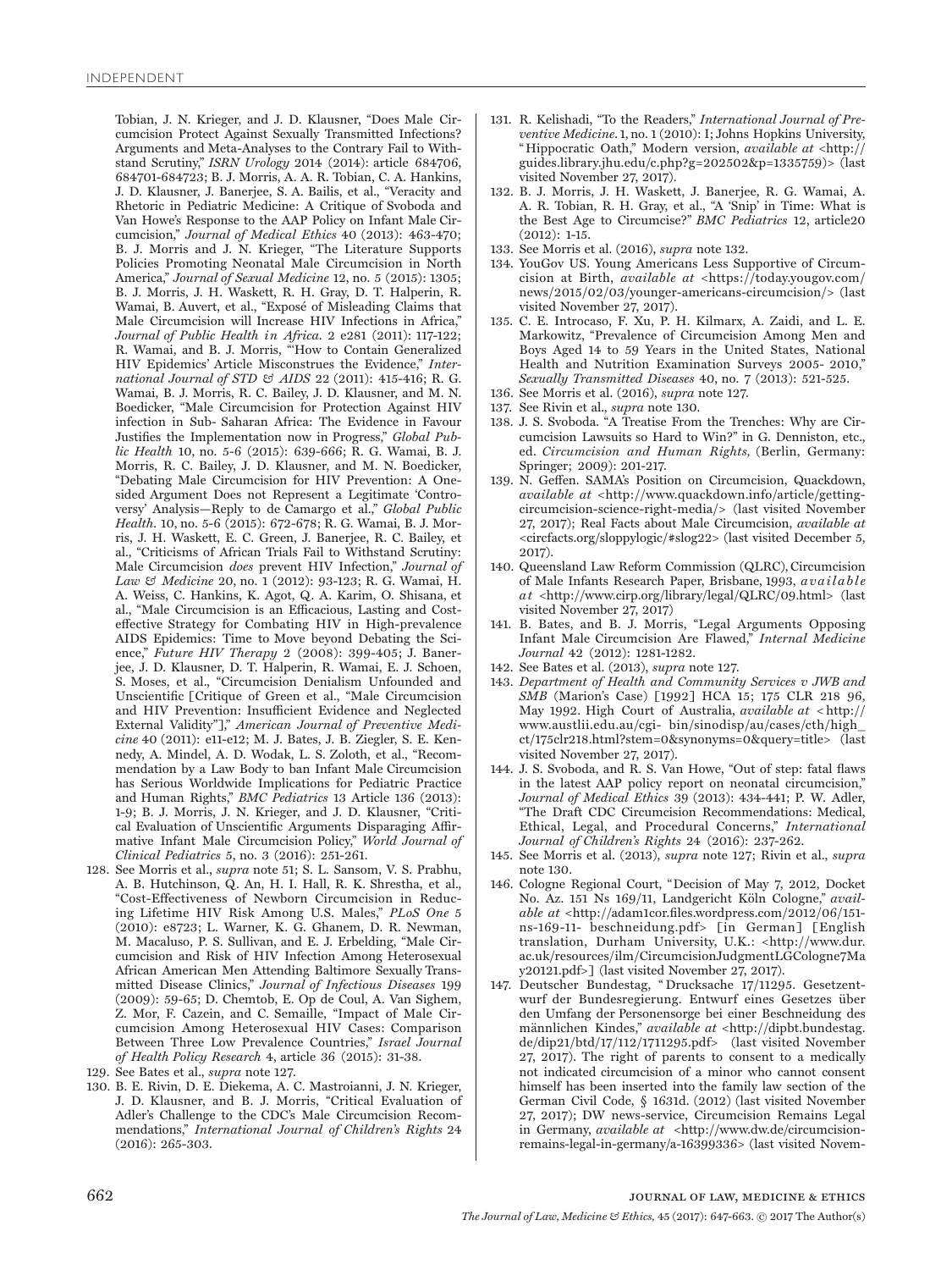Tobian, J. N. Krieger, and J. D. Klausner, "Does Male Circumcision Protect Against Sexually Transmitted Infections? Arguments and Meta-Analyses to the Contrary Fail to Withstand Scrutiny," *ISRN Urology* 2014 (2014): article 684706, 684701-684723; B. J. Morris, A. A. R. Tobian, C. A. Hankins, J. D. Klausner, J. Banerjee, S. A. Bailis, et al., "Veracity and Rhetoric in Pediatric Medicine: A Critique of Svoboda and Van Howe's Response to the AAP Policy on Infant Male Circumcision," *Journal of Medical Ethics* 40 (2013): 463-470; B. J. Morris and J. N. Krieger, "The Literature Supports Policies Promoting Neonatal Male Circumcision in North America," *Journal of Sexual Medicine* 12, no. 5 (2015): 1305; B. J. Morris, J. H. Waskett, R. H. Gray, D. T. Halperin, R. Wamai, B. Auvert, et al., "Exposé of Misleading Claims that Male Circumcision will Increase HIV Infections in Africa," *Journal of Public Health in Africa.* 2 e281 (2011): 117-122; R. Wamai, and B. J. Morris, "'How to Contain Generalized HIV Epidemics' Article Misconstrues the Evidence," *International Journal of STD & AIDS* 22 (2011): 415-416; R. G. Wamai, B. J. Morris, R. C. Bailey, J. D. Klausner, and M. N. Boedicker, "Male Circumcision for Protection Against HIV infection in Sub- Saharan Africa: The Evidence in Favour Justifies the Implementation now in Progress," *Global Public Health* 10, no. 5-6 (2015): 639-666; R. G. Wamai, B. J. Morris, R. C. Bailey, J. D. Klausner, and M. N. Boedicker, "Debating Male Circumcision for HIV Prevention: A One-sided Argument Does not Represent a Legitimate 'Controversy' Analysis—Reply to de Camargo et al.," *Global Public Health.* 10, no. 5-6 (2015): 672-678; R. G. Wamai, B. J. Morris, J. H. Waskett, E. C. Green, J. Banerjee, R. C. Bailey, et al., "Criticisms of African Trials Fail to Withstand Scrutiny: Male Circumcision *does* prevent HIV Infection," *Journal of Law & Medicine* 20, no. 1 (2012): 93-123; R. G. Wamai, H. A. Weiss, C. Hankins, K. Agot, Q. A. Karim, O. Shisana, et al., "Male Circumcision is an Efficacious, Lasting and Cost-effective Strategy for Combating HIV in High-prevalence AIDS Epidemics: Time to Move beyond Debating the Science," *Future HIV Therapy* 2 (2008): 399-405; J. Banerjee, J. D. Klausner, D. T. Halperin, R. Wamai, E. J. Schoen, S. Moses, et al., "Circumcision Denialism Unfounded and Unscientific [Critique of Green et al., "Male Circumcision and HIV Prevention: Insufficient Evidence and Neglected External Validity"]," *American Journal of Preventive Medicine* 40 (2011): e11-e12; M. J. Bates, J. B. Ziegler, S. E. Kennedy, A. Mindel, A. D. Wodak, L. S. Zoloth, et al., "Recommendation by a Law Body to ban Infant Male Circumcision has Serious Worldwide Implications for Pediatric Practice and Human Rights," *BMC Pediatrics* 13 Article 136 (2013): 1-9; B. J. Morris, J. N. Krieger, and J. D. Klausner, "Critical Evaluation of Unscientific Arguments Disparaging Affirmative Infant Male Circumcision Policy," *World Journal of Clinical Pediatrics* 5, no. 3 (2016): 251-261.

128. See Morris et al., *supra* note 51; S. L. Sansom, V. S. Prabhu, A. B. Hutchinson, Q. An, H. I. Hall, R. K. Shrestha, et al., "Cost-Effectiveness of Newborn Circumcision in Reducing Lifetime HIV Risk Among U.S. Males," *PLoS One* 5 (2010): e8723; L. Warner, K. G. Ghanem, D. R. Newman, M. Macaluso, P. S. Sullivan, and E. J. Erbelding, "Male Circumcision and Risk of HIV Infection Among Heterosexual African American Men Attending Baltimore Sexually Transmitted Disease Clinics," *Journal of Infectious Diseases* 199 (2009): 59-65; D. Chemtob, E. Op de Coul, A. Van Sighem, Z. Mor, F. Cazein, and C. Semaille, "Impact of Male Circumcision Among Heterosexual HIV Cases: Comparison Between Three Low Prevalence Countries," *Israel Journal of Health Policy Research* 4, article 36 (2015): 31-38.
129. See Bates et al., *supra* note 127.
130. B. E. Rivin, D. E. Diekema, A. C. Mastroianni, J. N. Krieger, J. D. Klausner, and B. J. Morris, "Critical Evaluation of Adler's Challenge to the CDC's Male Circumcision Recommendations," *International Journal of Children's Rights* 24 (2016): 265-303.
131. R. Kelishadi, "To the Readers," *International Journal of Preventive Medicine.* 1, no. 1 (2010): I; Johns Hopkins University, "Hippocratic Oath," Modern version, *available at* <http://guides.library.jhu.edu/c.php?g=202502&p=1335759)> (last visited November 27, 2017).
132. B. J. Morris, J. H. Waskett, J. Banerjee, R. G. Wamai, A. A. R. Tobian, R. H. Gray, et al., "A 'Snip' in Time: What is the Best Age to Circumcise?" *BMC Pediatrics* 12, article20 (2012): 1-15.
133. See Morris et al. (2016), *supra* note 132.
134. YouGov US. Young Americans Less Supportive of Circumcision at Birth, *available at* <https://today.yougov.com/news/2015/02/03/younger-americans-circumcision/> (last visited November 27, 2017).
135. C. E. Introcaso, F. Xu, P. H. Kilmarx, A. Zaidi, and L. E. Markowitz, "Prevalence of Circumcision Among Men and Boys Aged 14 to 59 Years in the United States, National Health and Nutrition Examination Surveys 2005- 2010," *Sexually Transmitted Diseases* 40, no. 7 (2013): 521-525.
136. See Morris et al. (2016), *supra* note 127.
137. See Rivin et al., *supra* note 130.
138. J. S. Svoboda. "A Treatise From the Trenches: Why are Circumcision Lawsuits so Hard to Win?" in G. Denniston, etc., ed. *Circumcision and Human Rights,* (Berlin, Germany: Springer; 2009): 201-217.
139. N. Geffen. SAMA's Position on Circumcision, Quackdown, *available at* <http://www.quackdown.info/article/getting-circumcision-science-right-media/> (last visited November 27, 2017); Real Facts about Male Circumcision, *available at* <circfacts.org/sloppylogic/#slog22> (last visited December 5, 2017).
140. Queensland Law Reform Commission (QLRC), Circumcision of Male Infants Research Paper, Brisbane, 1993, *available at* <http://www.cirp.org/library/legal/QLRC/09.html> (last visited November 27, 2017)
141. B. Bates, and B. J. Morris, "Legal Arguments Opposing Infant Male Circumcision Are Flawed," *Internal Medicine Journal* 42 (2012): 1281-1282.
142. See Bates et al. (2013), *supra* note 127.
143. *Department of Health and Community Services v JWB and SMB* (Marion's Case) [1992] HCA 15; 175 CLR 218 96, May 1992. High Court of Australia, *available at* <http://www.austlii.edu.au/cgi- bin/sinodisp/au/cases/cth/high_ct/175clr218.html?stem=0&synonyms=0&query=title> (last visited November 27, 2017).
144. J. S. Svoboda, and R. S. Van Howe, "Out of step: fatal flaws in the latest AAP policy report on neonatal circumcision," *Journal of Medical Ethics* 39 (2013): 434-441; P. W. Adler, "The Draft CDC Circumcision Recommendations: Medical, Ethical, Legal, and Procedural Concerns," *International Journal of Children's Rights* 24 (2016): 237-262.
145. See Morris et al. (2013), *supra* note 127; Rivin et al., *supra* note 130.
146. Cologne Regional Court, "Decision of May 7, 2012, Docket No. Az. 151 Ns 169/11, Landgericht Köln Cologne," *available at* <http://adam1cor.files.wordpress.com/2012/06/151-ns-169-11- beschneidung.pdf> [in German] [English translation, Durham University, U.K.: <http://www.dur.ac.uk/resources/ilm/CircumcisionJudgmentLGCologne7May20121.pdf>] (last visited November 27, 2017).
147. Deutscher Bundestag, "Drucksache 17/11295. Gesetzentwurf der Bundesregierung. Entwurf eines Gesetzes über den Umfang der Personensorge bei einer Beschneidung des männlichen Kindes," *available at* <http://dipbt.bundestag.de/dip21/btd/17/112/1711295.pdf> (last visited November 27, 2017). The right of parents to consent to a medically not indicated circumcision of a minor who cannot consent himself has been inserted into the family law section of the German Civil Code, § 1631d. (2012) (last visited November 27, 2017); DW news-service, Circumcision Remains Legal in Germany, *available at* <http://www.dw.de/circumcision-remains-legal-in-germany/a-16399336> (last visited Novem-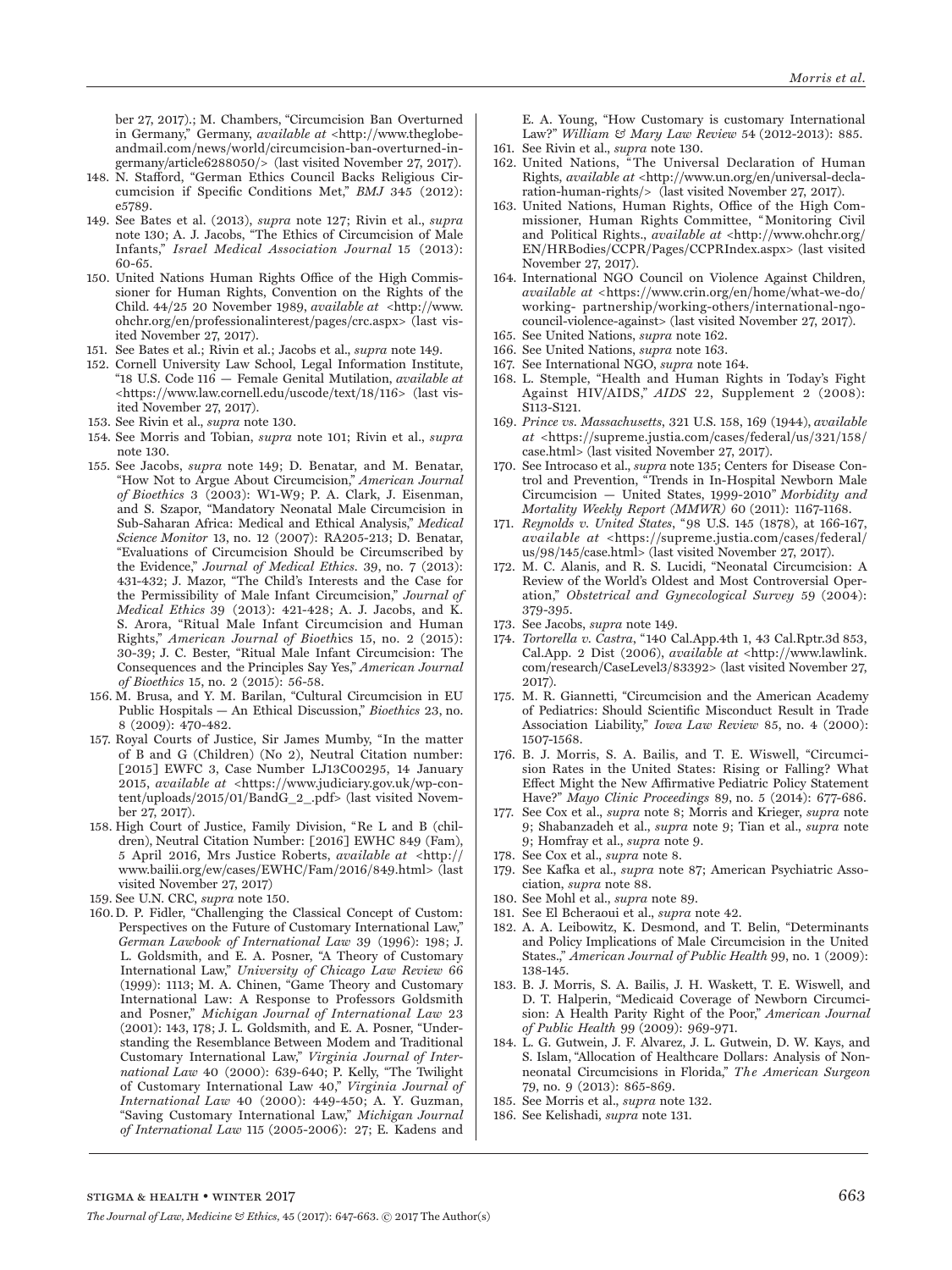ber 27, 2017).; M. Chambers, "Circumcision Ban Overturned in Germany," Germany, *available at* <http://www.theglobeandmail.com/news/world/circumcision-ban-overturned-in-germany/article6288050/> (last visited November 27, 2017).

148. N. Stafford, "German Ethics Council Backs Religious Circumcision if Specific Conditions Met," *BMJ* 345 (2012): e5789.
149. See Bates et al. (2013), *supra* note 127; Rivin et al., *supra* note 130; A. J. Jacobs, "The Ethics of Circumcision of Male Infants," *Israel Medical Association Journal* 15 (2013): 60-65.
150. United Nations Human Rights Office of the High Commissioner for Human Rights, Convention on the Rights of the Child. 44/25 20 November 1989, *available at* <http://www.ohchr.org/en/professionalinterest/pages/crc.aspx> (last visited November 27, 2017).
151. See Bates et al.; Rivin et al.; Jacobs et al., *supra* note 149.
152. Cornell University Law School, Legal Information Institute, "18 U.S. Code 116 — Female Genital Mutilation, *available at* <https://www.law.cornell.edu/uscode/text/18/116> (last visited November 27, 2017).
153. See Rivin et al., *supra* note 130.
154. See Morris and Tobian, *supra* note 101; Rivin et al., *supra* note 130.
155. See Jacobs, *supra* note 149; D. Benatar, and M. Benatar, "How Not to Argue About Circumcision," *American Journal of Bioethics* 3 (2003): W1-W9; P. A. Clark, J. Eisenman, and S. Szapor, "Mandatory Neonatal Male Circumcision in Sub-Saharan Africa: Medical and Ethical Analysis," *Medical Science Monitor* 13, no. 12 (2007): RA205-213; D. Benatar, "Evaluations of Circumcision Should be Circumscribed by the Evidence," *Journal of Medical Ethics.* 39, no. 7 (2013): 431-432; J. Mazor, "The Child's Interests and the Case for the Permissibility of Male Infant Circumcision," *Journal of Medical Ethics* 39 (2013): 421-428; A. J. Jacobs, and K. S. Arora, "Ritual Male Infant Circumcision and Human Rights," *American Journal of Bioeth*ics 15, no. 2 (2015): 30-39; J. C. Bester, "Ritual Male Infant Circumcision: The Consequences and the Principles Say Yes," *American Journal of Bioethics* 15, no. 2 (2015): 56-58.
156. M. Brusa, and Y. M. Barilan, "Cultural Circumcision in EU Public Hospitals — An Ethical Discussion," *Bioethics* 23, no. 8 (2009): 470-482.
157. Royal Courts of Justice, Sir James Mumby, "In the matter of B and G (Children) (No 2), Neutral Citation number: [2015] EWFC 3, Case Number LJ13C00295, 14 January 2015, *available at* <https://www.judiciary.gov.uk/wp-content/uploads/2015/01/BandG_2_.pdf> (last visited November 27, 2017).
158. High Court of Justice, Family Division, "Re L and B (children), Neutral Citation Number: [2016] EWHC 849 (Fam), 5 April 2016, Mrs Justice Roberts, *available at* <http://www.bailii.org/ew/cases/EWHC/Fam/2016/849.html> (last visited November 27, 2017)
159. See U.N. CRC, *supra* note 150.
160. D. P. Fidler, "Challenging the Classical Concept of Custom: Perspectives on the Future of Customary International Law," *German Lawbook of International Law* 39 (1996): 198; J. L. Goldsmith, and E. A. Posner, "A Theory of Customary International Law," *University of Chicago Law Review* 66 (1999): 1113; M. A. Chinen, "Game Theory and Customary International Law: A Response to Professors Goldsmith and Posner," *Michigan Journal of International Law* 23 (2001): 143, 178; J. L. Goldsmith, and E. A. Posner, "Understanding the Resemblance Between Modem and Traditional Customary International Law," *Virginia Journal of International Law* 40 (2000): 639-640; P. Kelly, "The Twilight of Customary International Law 40," *Virginia Journal of International Law* 40 (2000): 449-450; A. Y. Guzman, "Saving Customary International Law," *Michigan Journal of International Law* 115 (2005-2006): 27; E. Kadens and E. A. Young, "How Customary is customary International Law?" *William & Mary Law Review* 54 (2012-2013): 885.
161. See Rivin et al., *supra* note 130.
162. United Nations, "The Universal Declaration of Human Rights, *available at* <http://www.un.org/en/universal-declaration-human-rights/> (last visited November 27, 2017).
163. United Nations, Human Rights, Office of the High Commissioner, Human Rights Committee, "Monitoring Civil and Political Rights., *available at* <http://www.ohchr.org/EN/HRBodies/CCPR/Pages/CCPRIndex.aspx> (last visited November 27, 2017).
164. International NGO Council on Violence Against Children, *available at* <https://www.crin.org/en/home/what-we-do/working- partnership/working-others/international-ngo-council-violence-against> (last visited November 27, 2017).
165. See United Nations, *supra* note 162.
166. See United Nations, *supra* note 163.
167. See International NGO, *supra* note 164.
168. L. Stemple, "Health and Human Rights in Today's Fight Against HIV/AIDS," *AIDS* 22, Supplement 2 (2008): S113-S121.
169. *Prince vs. Massachusetts*, 321 U.S. 158, 169 (1944), *available at* <https://supreme.justia.com/cases/federal/us/321/158/case.html> (last visited November 27, 2017).
170. See Introcaso et al., *supra* note 135; Centers for Disease Control and Prevention, "Trends in In-Hospital Newborn Male Circumcision — United States, 1999-2010" *Morbidity and Mortality Weekly Report (MMWR)* 60 (2011): 1167-1168.
171. *Reynolds v. United States*, "98 U.S. 145 (1878), at 166-167, *available at* <https://supreme.justia.com/cases/federal/us/98/145/case.html> (last visited November 27, 2017).
172. M. C. Alanis, and R. S. Lucidi, "Neonatal Circumcision: A Review of the World's Oldest and Most Controversial Operation," *Obstetrical and Gynecological Survey* 59 (2004): 379-395.
173. See Jacobs, *supra* note 149.
174. *Tortorella v. Castra*, "140 Cal.App.4th 1, 43 Cal.Rptr.3d 853, Cal.App. 2 Dist (2006), *available at* <http://www.lawlink.com/research/CaseLevel3/83392> (last visited November 27, 2017).
175. M. R. Giannetti, "Circumcision and the American Academy of Pediatrics: Should Scientific Misconduct Result in Trade Association Liability," *Iowa Law Review* 85, no. 4 (2000): 1507-1568.
176. B. J. Morris, S. A. Bailis, and T. E. Wiswell, "Circumcision Rates in the United States: Rising or Falling? What Effect Might the New Affirmative Pediatric Policy Statement Have?" *Mayo Clinic Proceedings* 89, no. 5 (2014): 677-686.
177. See Cox et al., *supra* note 8; Morris and Krieger, *supra* note 9; Shabanzadeh et al., *supra* note 9; Tian et al., *supra* note 9; Homfray et al., *supra* note 9.
178. See Cox et al., *supra* note 8.
179. See Kafka et al., *supra* note 87; American Psychiatric Association, *supra* note 88.
180. See Mohl et al., *supra* note 89.
181. See El Bcheraoui et al., *supra* note 42.
182. A. A. Leibowitz, K. Desmond, and T. Belin, "Determinants and Policy Implications of Male Circumcision in the United States.," *American Journal of Public Health* 99, no. 1 (2009): 138-145.
183. B. J. Morris, S. A. Bailis, J. H. Waskett, T. E. Wiswell, and D. T. Halperin, "Medicaid Coverage of Newborn Circumcision: A Health Parity Right of the Poor," *American Journal of Public Health* 99 (2009): 969-971.
184. L. G. Gutwein, J. F. Alvarez, J. L. Gutwein, D. W. Kays, and S. Islam, "Allocation of Healthcare Dollars: Analysis of Nonneonatal Circumcisions in Florida," *The American Surgeon* 79, no. 9 (2013): 865-869.
185. See Morris et al., *supra* note 132.
186. See Kelishadi, *supra* note 131.